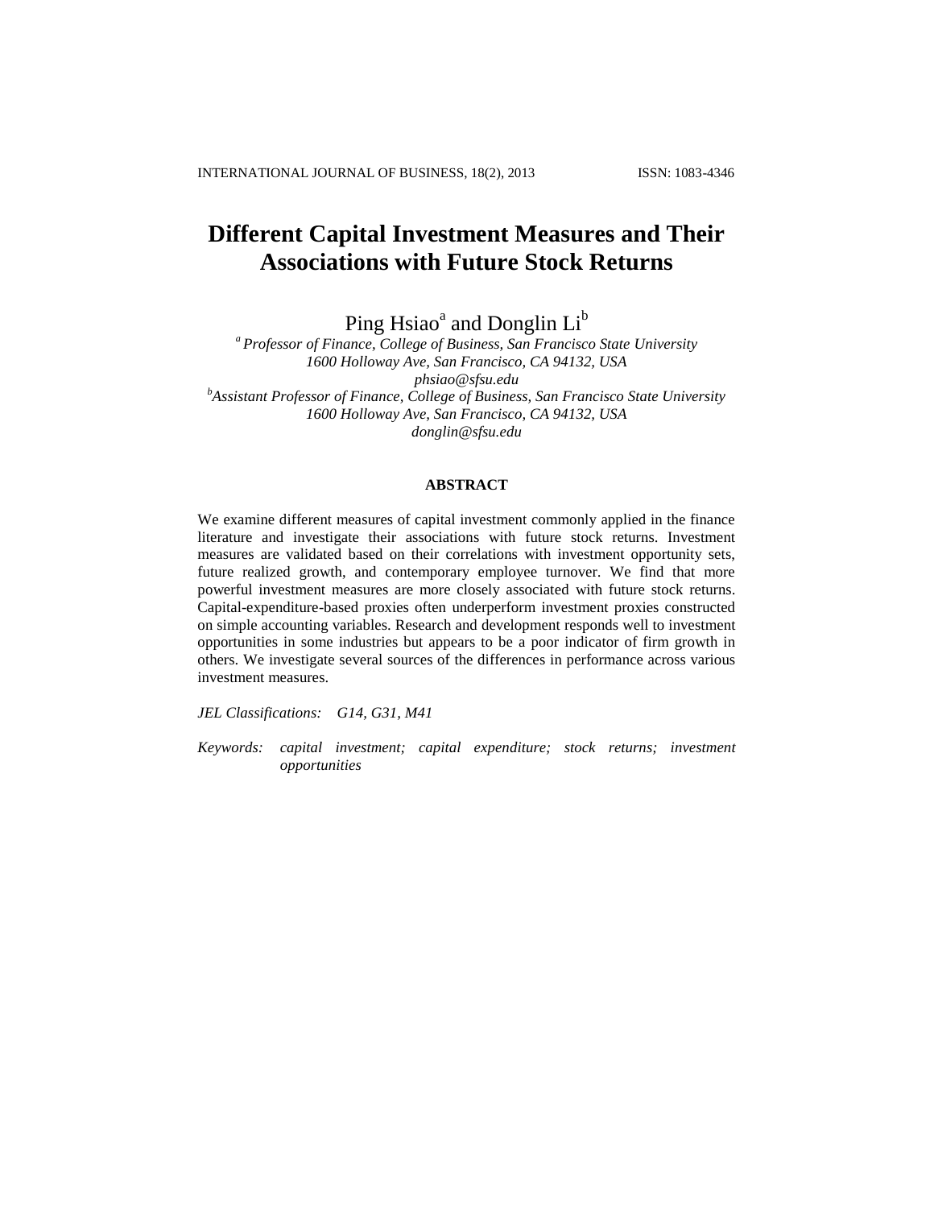# Different Capital Investment Measures and Their Associations with Future Stock Returns

Ping Hsiao[a] and Donglin Li[b]

[a] *Professor of Finance, College of Business, San Francisco State University*
*1600 Holloway Ave, San Francisco, CA 94132, USA*
*phsiao@sfsu.edu*

[b] *Assistant Professor of Finance, College of Business, San Francisco State University*
*1600 Holloway Ave, San Francisco, CA 94132, USA*
*donglin@sfsu.edu*

## ABSTRACT

We examine different measures of capital investment commonly applied in the finance literature and investigate their associations with future stock returns. Investment measures are validated based on their correlations with investment opportunity sets, future realized growth, and contemporary employee turnover. We find that more powerful investment measures are more closely associated with future stock returns. Capital-expenditure-based proxies often underperform investment proxies constructed on simple accounting variables. Research and development responds well to investment opportunities in some industries but appears to be a poor indicator of firm growth in others. We investigate several sources of the differences in performance across various investment measures.

*JEL Classifications:* *G14, G31, M41*

*Keywords:* *capital investment; capital expenditure; stock returns; investment opportunities*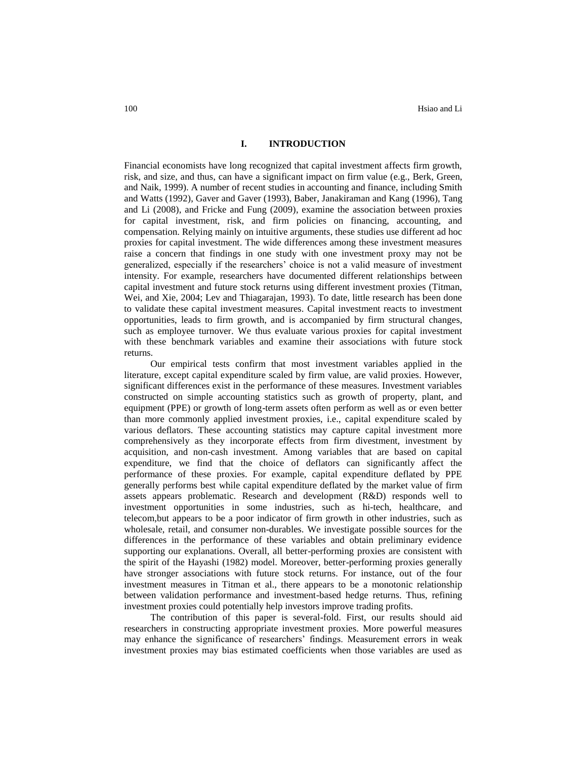## I. INTRODUCTION

Financial economists have long recognized that capital investment affects firm growth, risk, and size, and thus, can have a significant impact on firm value (e.g., Berk, Green, and Naik, 1999). A number of recent studies in accounting and finance, including Smith and Watts (1992), Gaver and Gaver (1993), Baber, Janakiraman and Kang (1996), Tang and Li (2008), and Fricke and Fung (2009), examine the association between proxies for capital investment, risk, and firm policies on financing, accounting, and compensation. Relying mainly on intuitive arguments, these studies use different ad hoc proxies for capital investment. The wide differences among these investment measures raise a concern that findings in one study with one investment proxy may not be generalized, especially if the researchers' choice is not a valid measure of investment intensity. For example, researchers have documented different relationships between capital investment and future stock returns using different investment proxies (Titman, Wei, and Xie, 2004; Lev and Thiagarajan, 1993). To date, little research has been done to validate these capital investment measures. Capital investment reacts to investment opportunities, leads to firm growth, and is accompanied by firm structural changes, such as employee turnover. We thus evaluate various proxies for capital investment with these benchmark variables and examine their associations with future stock returns.

Our empirical tests confirm that most investment variables applied in the literature, except capital expenditure scaled by firm value, are valid proxies. However, significant differences exist in the performance of these measures. Investment variables constructed on simple accounting statistics such as growth of property, plant, and equipment (PPE) or growth of long-term assets often perform as well as or even better than more commonly applied investment proxies, i.e., capital expenditure scaled by various deflators. These accounting statistics may capture capital investment more comprehensively as they incorporate effects from firm divestment, investment by acquisition, and non-cash investment. Among variables that are based on capital expenditure, we find that the choice of deflators can significantly affect the performance of these proxies. For example, capital expenditure deflated by PPE generally performs best while capital expenditure deflated by the market value of firm assets appears problematic. Research and development (R&D) responds well to investment opportunities in some industries, such as hi-tech, healthcare, and telecom,but appears to be a poor indicator of firm growth in other industries, such as wholesale, retail, and consumer non-durables. We investigate possible sources for the differences in the performance of these variables and obtain preliminary evidence supporting our explanations. Overall, all better-performing proxies are consistent with the spirit of the Hayashi (1982) model. Moreover, better-performing proxies generally have stronger associations with future stock returns. For instance, out of the four investment measures in Titman et al., there appears to be a monotonic relationship between validation performance and investment-based hedge returns. Thus, refining investment proxies could potentially help investors improve trading profits.

The contribution of this paper is several-fold. First, our results should aid researchers in constructing appropriate investment proxies. More powerful measures may enhance the significance of researchers' findings. Measurement errors in weak investment proxies may bias estimated coefficients when those variables are used as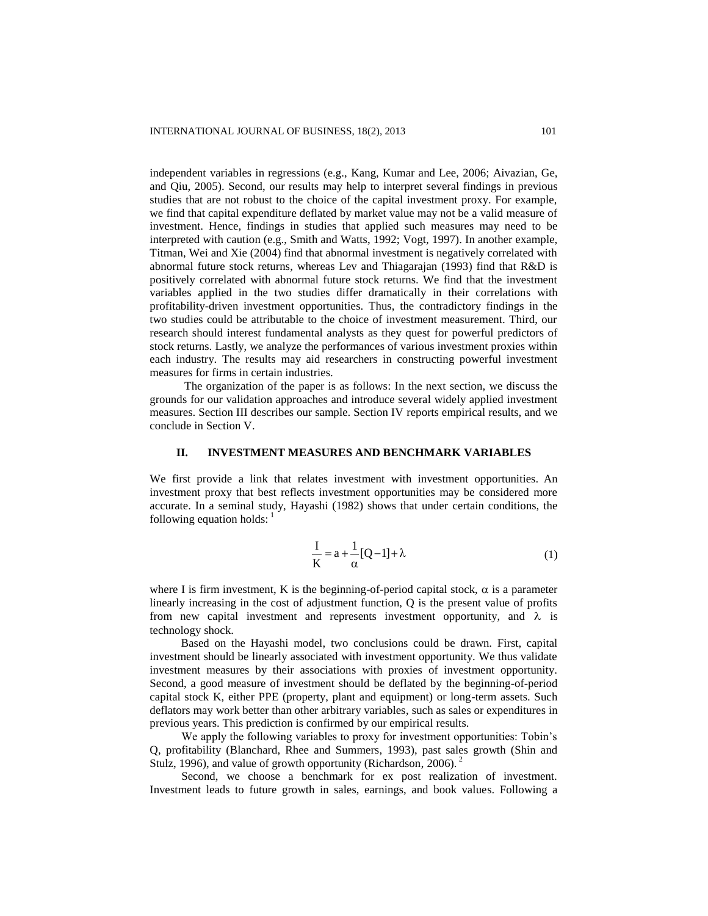independent variables in regressions (e.g., Kang, Kumar and Lee, 2006; Aivazian, Ge, and Qiu, 2005). Second, our results may help to interpret several findings in previous studies that are not robust to the choice of the capital investment proxy. For example, we find that capital expenditure deflated by market value may not be a valid measure of investment. Hence, findings in studies that applied such measures may need to be interpreted with caution (e.g., Smith and Watts, 1992; Vogt, 1997). In another example, Titman, Wei and Xie (2004) find that abnormal investment is negatively correlated with abnormal future stock returns, whereas Lev and Thiagarajan (1993) find that R&D is positively correlated with abnormal future stock returns. We find that the investment variables applied in the two studies differ dramatically in their correlations with profitability-driven investment opportunities. Thus, the contradictory findings in the two studies could be attributable to the choice of investment measurement. Third, our research should interest fundamental analysts as they quest for powerful predictors of stock returns. Lastly, we analyze the performances of various investment proxies within each industry. The results may aid researchers in constructing powerful investment measures for firms in certain industries.

The organization of the paper is as follows: In the next section, we discuss the grounds for our validation approaches and introduce several widely applied investment measures. Section III describes our sample. Section IV reports empirical results, and we conclude in Section V.

## II. INVESTMENT MEASURES AND BENCHMARK VARIABLES

We first provide a link that relates investment with investment opportunities. An investment proxy that best reflects investment opportunities may be considered more accurate. In a seminal study, Hayashi (1982) shows that under certain conditions, the following equation holds: [1]

$$\frac{I}{K} = a + \frac{1}{\alpha}[Q-1] + \lambda \tag{1}$$

where I is firm investment, K is the beginning-of-period capital stock, $\alpha$ is a parameter linearly increasing in the cost of adjustment function, Q is the present value of profits from new capital investment and represents investment opportunity, and $\lambda$ is technology shock.

Based on the Hayashi model, two conclusions could be drawn. First, capital investment should be linearly associated with investment opportunity. We thus validate investment measures by their associations with proxies of investment opportunity. Second, a good measure of investment should be deflated by the beginning-of-period capital stock K, either PPE (property, plant and equipment) or long-term assets. Such deflators may work better than other arbitrary variables, such as sales or expenditures in previous years. This prediction is confirmed by our empirical results.

We apply the following variables to proxy for investment opportunities: Tobin's Q, profitability (Blanchard, Rhee and Summers, 1993), past sales growth (Shin and Stulz, 1996), and value of growth opportunity (Richardson, 2006). [2]

Second, we choose a benchmark for ex post realization of investment. Investment leads to future growth in sales, earnings, and book values. Following a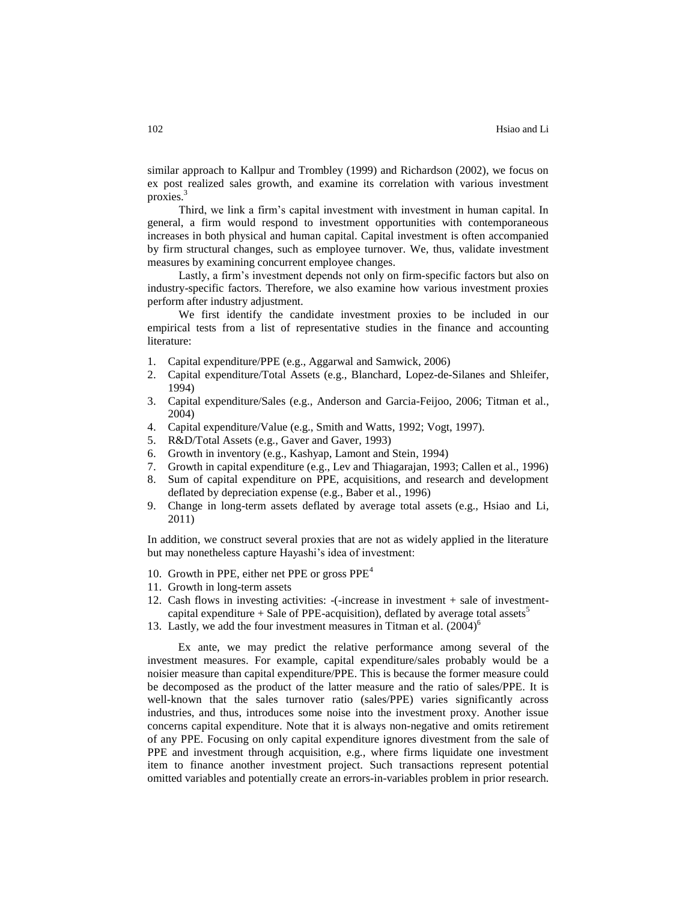similar approach to Kallpur and Trombley (1999) and Richardson (2002), we focus on ex post realized sales growth, and examine its correlation with various investment proxies.[3]

Third, we link a firm's capital investment with investment in human capital. In general, a firm would respond to investment opportunities with contemporaneous increases in both physical and human capital. Capital investment is often accompanied by firm structural changes, such as employee turnover. We, thus, validate investment measures by examining concurrent employee changes.

Lastly, a firm's investment depends not only on firm-specific factors but also on industry-specific factors. Therefore, we also examine how various investment proxies perform after industry adjustment.

We first identify the candidate investment proxies to be included in our empirical tests from a list of representative studies in the finance and accounting literature:

1. Capital expenditure/PPE (e.g., Aggarwal and Samwick, 2006)
2. Capital expenditure/Total Assets (e.g., Blanchard, Lopez-de-Silanes and Shleifer, 1994)
3. Capital expenditure/Sales (e.g., Anderson and Garcia-Feijoo, 2006; Titman et al., 2004)
4. Capital expenditure/Value (e.g., Smith and Watts, 1992; Vogt, 1997).
5. R&D/Total Assets (e.g., Gaver and Gaver, 1993)
6. Growth in inventory (e.g., Kashyap, Lamont and Stein, 1994)
7. Growth in capital expenditure (e.g., Lev and Thiagarajan, 1993; Callen et al., 1996)
8. Sum of capital expenditure on PPE, acquisitions, and research and development deflated by depreciation expense (e.g., Baber et al., 1996)
9. Change in long-term assets deflated by average total assets (e.g., Hsiao and Li, 2011)

In addition, we construct several proxies that are not as widely applied in the literature but may nonetheless capture Hayashi's idea of investment:

10. Growth in PPE, either net PPE or gross PPE[4]
11. Growth in long-term assets
12. Cash flows in investing activities: -(-increase in investment + sale of investment-capital expenditure + Sale of PPE-acquisition), deflated by average total assets[5]
13. Lastly, we add the four investment measures in Titman et al. (2004)[6]

Ex ante, we may predict the relative performance among several of the investment measures. For example, capital expenditure/sales probably would be a noisier measure than capital expenditure/PPE. This is because the former measure could be decomposed as the product of the latter measure and the ratio of sales/PPE. It is well-known that the sales turnover ratio (sales/PPE) varies significantly across industries, and thus, introduces some noise into the investment proxy. Another issue concerns capital expenditure. Note that it is always non-negative and omits retirement of any PPE. Focusing on only capital expenditure ignores divestment from the sale of PPE and investment through acquisition, e.g., where firms liquidate one investment item to finance another investment project. Such transactions represent potential omitted variables and potentially create an errors-in-variables problem in prior research.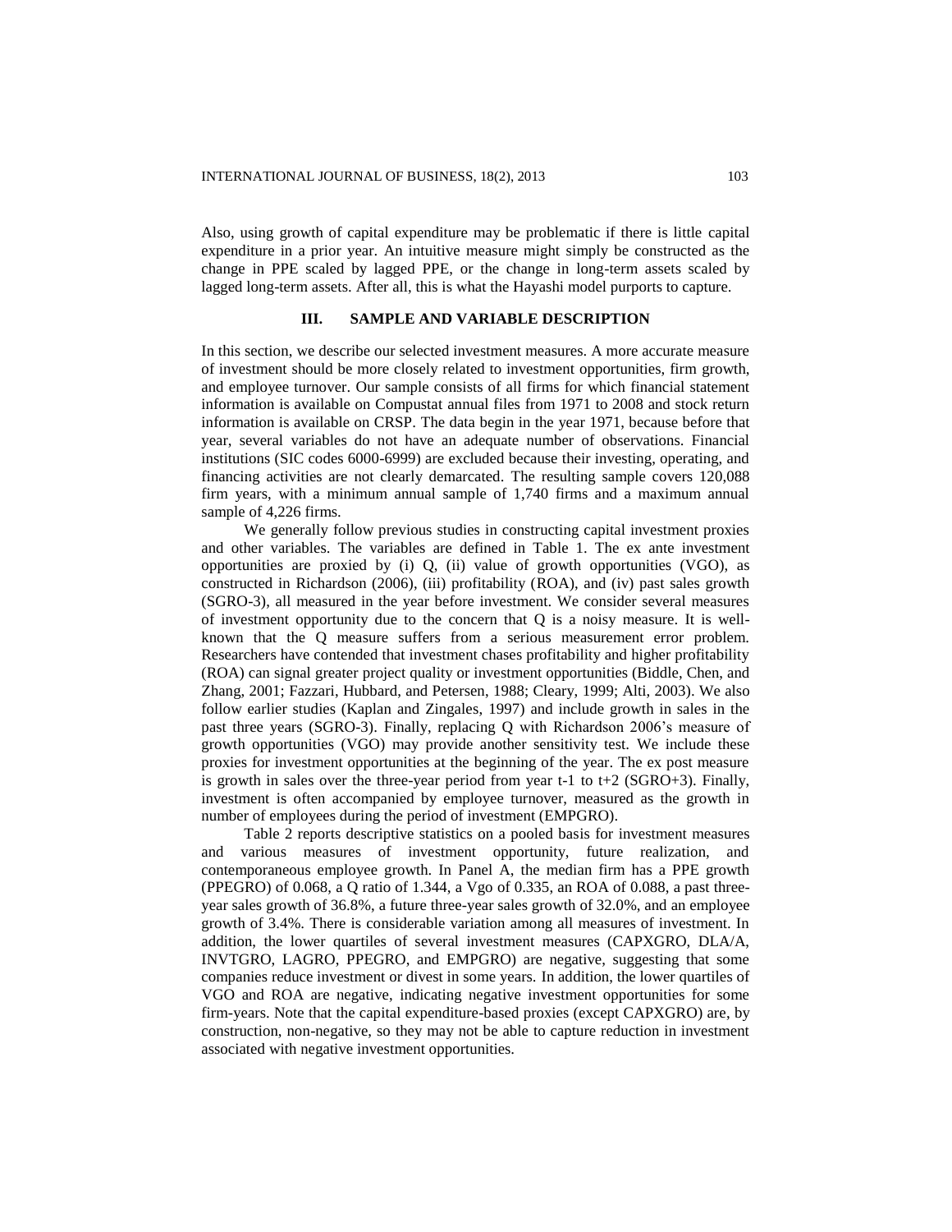Also, using growth of capital expenditure may be problematic if there is little capital expenditure in a prior year. An intuitive measure might simply be constructed as the change in PPE scaled by lagged PPE, or the change in long-term assets scaled by lagged long-term assets. After all, this is what the Hayashi model purports to capture.

## III. SAMPLE AND VARIABLE DESCRIPTION

In this section, we describe our selected investment measures. A more accurate measure of investment should be more closely related to investment opportunities, firm growth, and employee turnover. Our sample consists of all firms for which financial statement information is available on Compustat annual files from 1971 to 2008 and stock return information is available on CRSP. The data begin in the year 1971, because before that year, several variables do not have an adequate number of observations. Financial institutions (SIC codes 6000-6999) are excluded because their investing, operating, and financing activities are not clearly demarcated. The resulting sample covers 120,088 firm years, with a minimum annual sample of 1,740 firms and a maximum annual sample of 4,226 firms.

We generally follow previous studies in constructing capital investment proxies and other variables. The variables are defined in Table 1. The ex ante investment opportunities are proxied by (i) Q, (ii) value of growth opportunities (VGO), as constructed in Richardson (2006), (iii) profitability (ROA), and (iv) past sales growth (SGRO-3), all measured in the year before investment. We consider several measures of investment opportunity due to the concern that Q is a noisy measure. It is well-known that the Q measure suffers from a serious measurement error problem. Researchers have contended that investment chases profitability and higher profitability (ROA) can signal greater project quality or investment opportunities (Biddle, Chen, and Zhang, 2001; Fazzari, Hubbard, and Petersen, 1988; Cleary, 1999; Alti, 2003). We also follow earlier studies (Kaplan and Zingales, 1997) and include growth in sales in the past three years (SGRO-3). Finally, replacing Q with Richardson 2006's measure of growth opportunities (VGO) may provide another sensitivity test. We include these proxies for investment opportunities at the beginning of the year. The ex post measure is growth in sales over the three-year period from year t-1 to t+2 (SGRO+3). Finally, investment is often accompanied by employee turnover, measured as the growth in number of employees during the period of investment (EMPGRO).

Table 2 reports descriptive statistics on a pooled basis for investment measures and various measures of investment opportunity, future realization, and contemporaneous employee growth. In Panel A, the median firm has a PPE growth (PPEGRO) of 0.068, a Q ratio of 1.344, a Vgo of 0.335, an ROA of 0.088, a past three-year sales growth of 36.8%, a future three-year sales growth of 32.0%, and an employee growth of 3.4%. There is considerable variation among all measures of investment. In addition, the lower quartiles of several investment measures (CAPXGRO, DLA/A, INVTGRO, LAGRO, PPEGRO, and EMPGRO) are negative, suggesting that some companies reduce investment or divest in some years. In addition, the lower quartiles of VGO and ROA are negative, indicating negative investment opportunities for some firm-years. Note that the capital expenditure-based proxies (except CAPXGRO) are, by construction, non-negative, so they may not be able to capture reduction in investment associated with negative investment opportunities.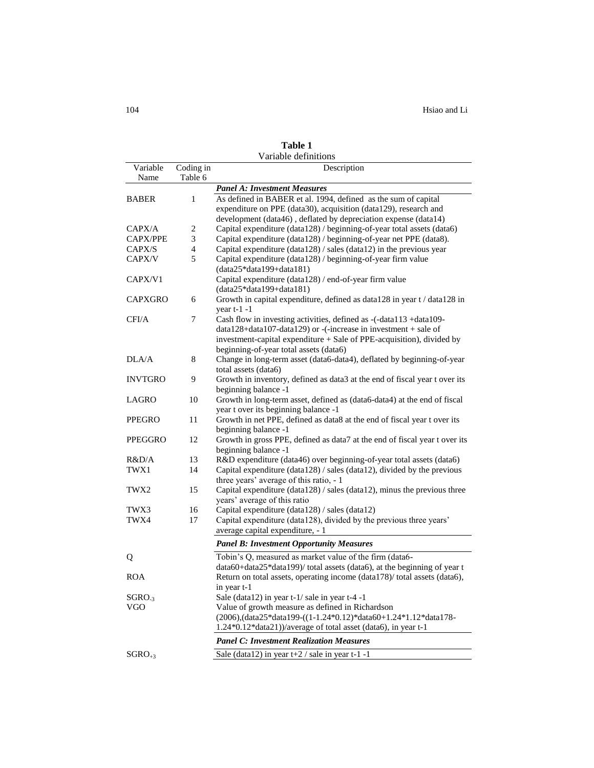**Table 1**
Variable definitions

| Variable Name | Coding in Table 6 | Description |
|---|---|---|
| | | ***Panel A: Investment Measures*** |
| BABER | 1 | As defined in BABER et al. 1994, defined as the sum of capital expenditure on PPE (data30), acquisition (data129), research and development (data46) , deflated by depreciation expense (data14) |
| CAPX/A | 2 | Capital expenditure (data128) / beginning-of-year total assets (data6) |
| CAPX/PPE | 3 | Capital expenditure (data128) / beginning-of-year net PPE (data8). |
| CAPX/S | 4 | Capital expenditure (data128) / sales (data12) in the previous year |
| CAPX/V | 5 | Capital expenditure (data128) / beginning-of-year firm value (data25*data199+data181) |
| CAPX/V1 | | Capital expenditure (data128) / end-of-year firm value (data25*data199+data181) |
| CAPXGRO | 6 | Growth in capital expenditure, defined as data128 in year t / data128 in year t-1 -1 |
| CFI/A | 7 | Cash flow in investing activities, defined as -(-data113 +data109-data128+data107-data129) or -(-increase in investment + sale of investment-capital expenditure + Sale of PPE-acquisition), divided by beginning-of-year total assets (data6) |
| DLA/A | 8 | Change in long-term asset (data6-data4), deflated by beginning-of-year total assets (data6) |
| INVTGRO | 9 | Growth in inventory, defined as data3 at the end of fiscal year t over its beginning balance -1 |
| LAGRO | 10 | Growth in long-term asset, defined as (data6-data4) at the end of fiscal year t over its beginning balance -1 |
| PPEGRO | 11 | Growth in net PPE, defined as data8 at the end of fiscal year t over its beginning balance -1 |
| PPEGGRO | 12 | Growth in gross PPE, defined as data7 at the end of fiscal year t over its beginning balance -1 |
| R&D/A | 13 | R&D expenditure (data46) over beginning-of-year total assets (data6) |
| TWX1 | 14 | Capital expenditure (data128) / sales (data12), divided by the previous three years' average of this ratio, - 1 |
| TWX2 | 15 | Capital expenditure (data128) / sales (data12), minus the previous three years' average of this ratio |
| TWX3 | 16 | Capital expenditure (data128) / sales (data12) |
| TWX4 | 17 | Capital expenditure (data128), divided by the previous three years' average capital expenditure, - 1 |
| | | ***Panel B: Investment Opportunity Measures*** |
| Q | | Tobin's Q, measured as market value of the firm (data6-data60+data25*data199)/ total assets (data6), at the beginning of year t |
| ROA | | Return on total assets, operating income (data178)/ total assets (data6), in year t-1 |
| $SGRO_{-3}$ | | Sale (data12) in year t-1/ sale in year t-4 -1 |
| VGO | | Value of growth measure as defined in Richardson (2006),(data25*data199-((1-1.24*0.12)*data60+1.24*1.12*data178-1.24*0.12*data21))/average of total asset (data6), in year t-1 |
| | | ***Panel C: Investment Realization Measures*** |
| $SGRO_{+3}$ | | Sale (data12) in year t+2 / sale in year t-1 -1 |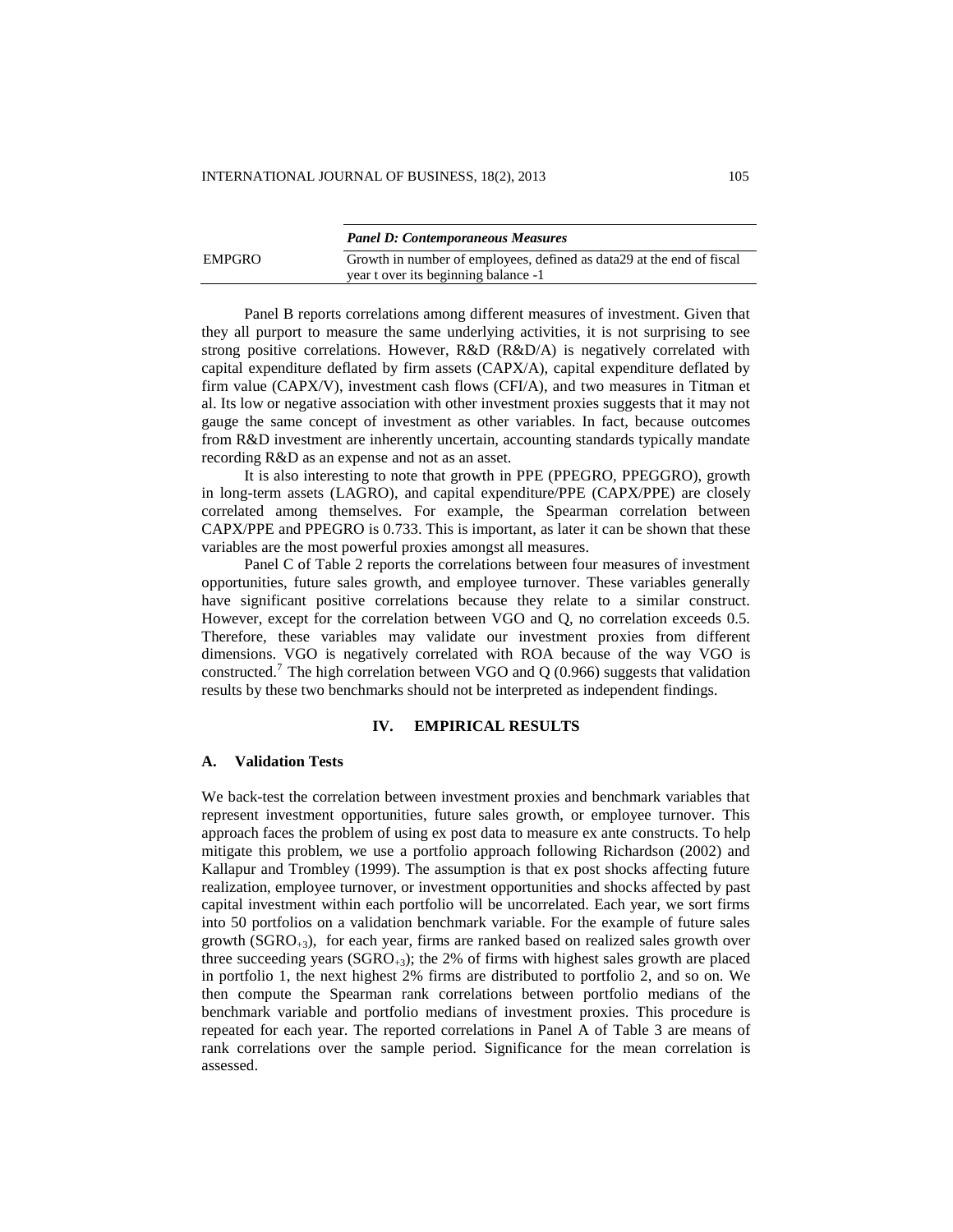| | *Panel D: Contemporaneous Measures* |
|---|---|
| EMPGRO | Growth in number of employees, defined as data29 at the end of fiscal year t over its beginning balance -1 |

Panel B reports correlations among different measures of investment. Given that they all purport to measure the same underlying activities, it is not surprising to see strong positive correlations. However, R&D (R&D/A) is negatively correlated with capital expenditure deflated by firm assets (CAPX/A), capital expenditure deflated by firm value (CAPX/V), investment cash flows (CFI/A), and two measures in Titman et al. Its low or negative association with other investment proxies suggests that it may not gauge the same concept of investment as other variables. In fact, because outcomes from R&D investment are inherently uncertain, accounting standards typically mandate recording R&D as an expense and not as an asset.

It is also interesting to note that growth in PPE (PPEGRO, PPEGGRO), growth in long-term assets (LAGRO), and capital expenditure/PPE (CAPX/PPE) are closely correlated among themselves. For example, the Spearman correlation between CAPX/PPE and PPEGRO is 0.733. This is important, as later it can be shown that these variables are the most powerful proxies amongst all measures.

Panel C of Table 2 reports the correlations between four measures of investment opportunities, future sales growth, and employee turnover. These variables generally have significant positive correlations because they relate to a similar construct. However, except for the correlation between VGO and Q, no correlation exceeds 0.5. Therefore, these variables may validate our investment proxies from different dimensions. VGO is negatively correlated with ROA because of the way VGO is constructed.[7] The high correlation between VGO and Q (0.966) suggests that validation results by these two benchmarks should not be interpreted as independent findings.

## IV. EMPIRICAL RESULTS

### A. Validation Tests

We back-test the correlation between investment proxies and benchmark variables that represent investment opportunities, future sales growth, or employee turnover. This approach faces the problem of using ex post data to measure ex ante constructs. To help mitigate this problem, we use a portfolio approach following Richardson (2002) and Kallapur and Trombley (1999). The assumption is that ex post shocks affecting future realization, employee turnover, or investment opportunities and shocks affected by past capital investment within each portfolio will be uncorrelated. Each year, we sort firms into 50 portfolios on a validation benchmark variable. For the example of future sales growth ($SGRO_{+3}$), for each year, firms are ranked based on realized sales growth over three succeeding years ($SGRO_{+3}$); the 2% of firms with highest sales growth are placed in portfolio 1, the next highest 2% firms are distributed to portfolio 2, and so on. We then compute the Spearman rank correlations between portfolio medians of the benchmark variable and portfolio medians of investment proxies. This procedure is repeated for each year. The reported correlations in Panel A of Table 3 are means of rank correlations over the sample period. Significance for the mean correlation is assessed.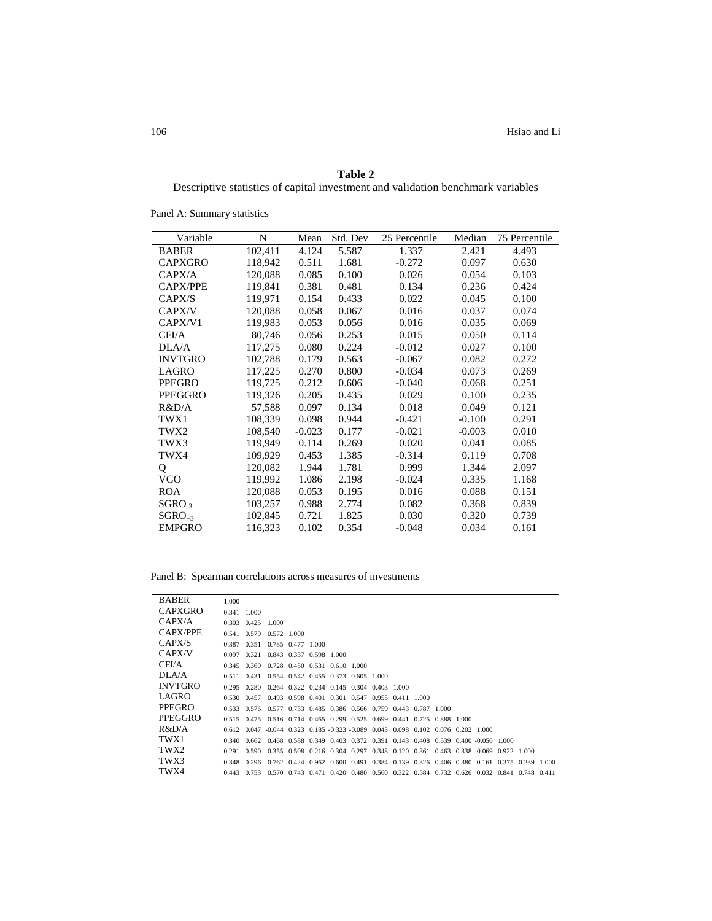**Table 2**

Descriptive statistics of capital investment and validation benchmark variables

Panel A: Summary statistics

| Variable | N | Mean | Std. Dev | 25 Percentile | Median | 75 Percentile |
|---|---|---|---|---|---|---|
| BABER | 102,411 | 4.124 | 5.587 | 1.337 | 2.421 | 4.493 |
| CAPXGRO | 118,942 | 0.511 | 1.681 | -0.272 | 0.097 | 0.630 |
| CAPX/A | 120,088 | 0.085 | 0.100 | 0.026 | 0.054 | 0.103 |
| CAPX/PPE | 119,841 | 0.381 | 0.481 | 0.134 | 0.236 | 0.424 |
| CAPX/S | 119,971 | 0.154 | 0.433 | 0.022 | 0.045 | 0.100 |
| CAPX/V | 120,088 | 0.058 | 0.067 | 0.016 | 0.037 | 0.074 |
| CAPX/V1 | 119,983 | 0.053 | 0.056 | 0.016 | 0.035 | 0.069 |
| CFI/A | 80,746 | 0.056 | 0.253 | 0.015 | 0.050 | 0.114 |
| DLA/A | 117,275 | 0.080 | 0.224 | -0.012 | 0.027 | 0.100 |
| INVTGRO | 102,788 | 0.179 | 0.563 | -0.067 | 0.082 | 0.272 |
| LAGRO | 117,225 | 0.270 | 0.800 | -0.034 | 0.073 | 0.269 |
| PPEGRO | 119,725 | 0.212 | 0.606 | -0.040 | 0.068 | 0.251 |
| PPEGGRO | 119,326 | 0.205 | 0.435 | 0.029 | 0.100 | 0.235 |
| R&D/A | 57,588 | 0.097 | 0.134 | 0.018 | 0.049 | 0.121 |
| TWX1 | 108,339 | 0.098 | 0.944 | -0.421 | -0.100 | 0.291 |
| TWX2 | 108,540 | -0.023 | 0.177 | -0.021 | -0.003 | 0.010 |
| TWX3 | 119,949 | 0.114 | 0.269 | 0.020 | 0.041 | 0.085 |
| TWX4 | 109,929 | 0.453 | 1.385 | -0.314 | 0.119 | 0.708 |
| Q | 120,082 | 1.944 | 1.781 | 0.999 | 1.344 | 2.097 |
| VGO | 119,992 | 1.086 | 2.198 | -0.024 | 0.335 | 1.168 |
| ROA | 120,088 | 0.053 | 0.195 | 0.016 | 0.088 | 0.151 |
| $SGRO_{-3}$ | 103,257 | 0.988 | 2.774 | 0.082 | 0.368 | 0.839 |
| $SGRO_{+3}$ | 102,845 | 0.721 | 1.825 | 0.030 | 0.320 | 0.739 |
| EMPGRO | 116,323 | 0.102 | 0.354 | -0.048 | 0.034 | 0.161 |

Panel B: Spearman correlations across measures of investments

| | | | | | | | | | | | | | | | | | |
|---|---|---|---|---|---|---|---|---|---|---|---|---|---|---|---|---|---|
| BABER | 1.000 | | | | | | | | | | | | | | | | |
| CAPXGRO | 0.341 | 1.000 | | | | | | | | | | | | | | | |
| CAPX/A | 0.303 | 0.425 | 1.000 | | | | | | | | | | | | | | |
| CAPX/PPE | 0.541 | 0.579 | 0.572 | 1.000 | | | | | | | | | | | | | |
| CAPX/S | 0.387 | 0.351 | 0.785 | 0.477 | 1.000 | | | | | | | | | | | | |
| CAPX/V | 0.097 | 0.321 | 0.843 | 0.337 | 0.598 | 1.000 | | | | | | | | | | | |
| CFI/A | 0.345 | 0.360 | 0.728 | 0.450 | 0.531 | 0.610 | 1.000 | | | | | | | | | | |
| DLA/A | 0.511 | 0.431 | 0.554 | 0.542 | 0.455 | 0.373 | 0.605 | 1.000 | | | | | | | | | |
| INVTGRO | 0.295 | 0.280 | 0.264 | 0.322 | 0.234 | 0.145 | 0.304 | 0.403 | 1.000 | | | | | | | | |
| LAGRO | 0.530 | 0.457 | 0.493 | 0.598 | 0.401 | 0.301 | 0.547 | 0.955 | 0.411 | 1.000 | | | | | | | |
| PPEGRO | 0.533 | 0.576 | 0.577 | 0.733 | 0.485 | 0.386 | 0.566 | 0.759 | 0.443 | 0.787 | 1.000 | | | | | | |
| PPEGGRO | 0.515 | 0.475 | 0.516 | 0.714 | 0.465 | 0.299 | 0.525 | 0.699 | 0.441 | 0.725 | 0.888 | 1.000 | | | | | |
| R&D/A | 0.612 | 0.047 | -0.044 | 0.323 | 0.185 | -0.323 | -0.089 | 0.043 | 0.098 | 0.102 | 0.076 | 0.202 | 1.000 | | | | |
| TWX1 | 0.340 | 0.662 | 0.468 | 0.588 | 0.349 | 0.403 | 0.372 | 0.391 | 0.143 | 0.408 | 0.539 | 0.400 | -0.056 | 1.000 | | | |
| TWX2 | 0.291 | 0.590 | 0.355 | 0.508 | 0.216 | 0.304 | 0.297 | 0.348 | 0.120 | 0.361 | 0.463 | 0.338 | -0.069 | 0.922 | 1.000 | | |
| TWX3 | 0.348 | 0.296 | 0.762 | 0.424 | 0.962 | 0.600 | 0.491 | 0.384 | 0.139 | 0.326 | 0.406 | 0.380 | 0.161 | 0.375 | 0.239 | 1.000 | |
| TWX4 | 0.443 | 0.753 | 0.570 | 0.743 | 0.471 | 0.420 | 0.480 | 0.560 | 0.322 | 0.584 | 0.732 | 0.626 | 0.032 | 0.841 | 0.748 | 0.411 | |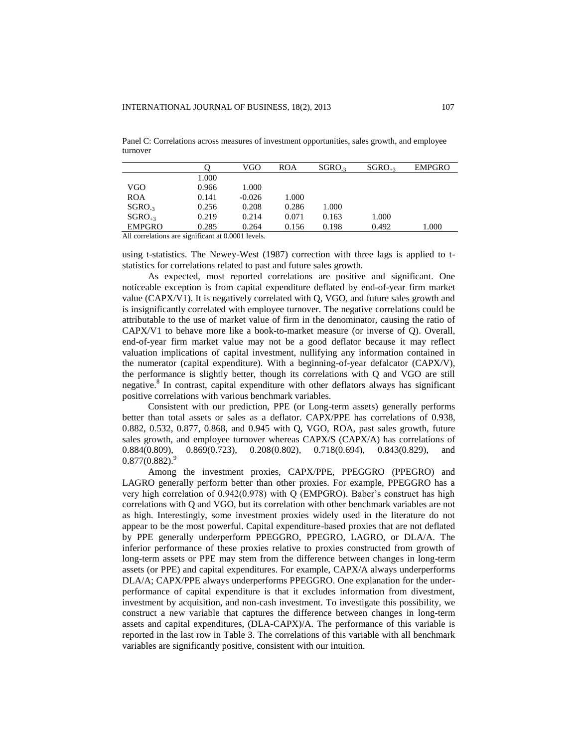Panel C: Correlations across measures of investment opportunities, sales growth, and employee turnover

| | Q | VGO | ROA | $SGRO_{-3}$ | $SGRO_{+3}$ | EMPGRO |
|---|---|---|---|---|---|---|
| | 1.000 | | | | | |
| VGO | 0.966 | 1.000 | | | | |
| ROA | 0.141 | -0.026 | 1.000 | | | |
| $SGRO_{-3}$ | 0.256 | 0.208 | 0.286 | 1.000 | | |
| $SGRO_{+3}$ | 0.219 | 0.214 | 0.071 | 0.163 | 1.000 | |
| EMPGRO | 0.285 | 0.264 | 0.156 | 0.198 | 0.492 | 1.000 |

All correlations are significant at 0.0001 levels.

using t-statistics. The Newey-West (1987) correction with three lags is applied to t-statistics for correlations related to past and future sales growth.

As expected, most reported correlations are positive and significant. One noticeable exception is from capital expenditure deflated by end-of-year firm market value (CAPX/V1). It is negatively correlated with Q, VGO, and future sales growth and is insignificantly correlated with employee turnover. The negative correlations could be attributable to the use of market value of firm in the denominator, causing the ratio of CAPX/V1 to behave more like a book-to-market measure (or inverse of Q). Overall, end-of-year firm market value may not be a good deflator because it may reflect valuation implications of capital investment, nullifying any information contained in the numerator (capital expenditure). With a beginning-of-year defalcator (CAPX/V), the performance is slightly better, though its correlations with Q and VGO are still negative.[8] In contrast, capital expenditure with other deflators always has significant positive correlations with various benchmark variables.

Consistent with our prediction, PPE (or Long-term assets) generally performs better than total assets or sales as a deflator. CAPX/PPE has correlations of 0.938, 0.882, 0.532, 0.877, 0.868, and 0.945 with Q, VGO, ROA, past sales growth, future sales growth, and employee turnover whereas CAPX/S (CAPX/A) has correlations of 0.884(0.809), 0.869(0.723), 0.208(0.802), 0.718(0.694), 0.843(0.829), and 0.877(0.882).[9]

Among the investment proxies, CAPX/PPE, PPEGGRO (PPEGRO) and LAGRO generally perform better than other proxies. For example, PPEGGRO has a very high correlation of 0.942(0.978) with Q (EMPGRO). Baber's construct has high correlations with Q and VGO, but its correlation with other benchmark variables are not as high. Interestingly, some investment proxies widely used in the literature do not appear to be the most powerful. Capital expenditure-based proxies that are not deflated by PPE generally underperform PPEGGRO, PPEGRO, LAGRO, or DLA/A. The inferior performance of these proxies relative to proxies constructed from growth of long-term assets or PPE may stem from the difference between changes in long-term assets (or PPE) and capital expenditures. For example, CAPX/A always underperforms DLA/A; CAPX/PPE always underperforms PPEGGRO. One explanation for the under-performance of capital expenditure is that it excludes information from divestment, investment by acquisition, and non-cash investment. To investigate this possibility, we construct a new variable that captures the difference between changes in long-term assets and capital expenditures, (DLA-CAPX)/A. The performance of this variable is reported in the last row in Table 3. The correlations of this variable with all benchmark variables are significantly positive, consistent with our intuition.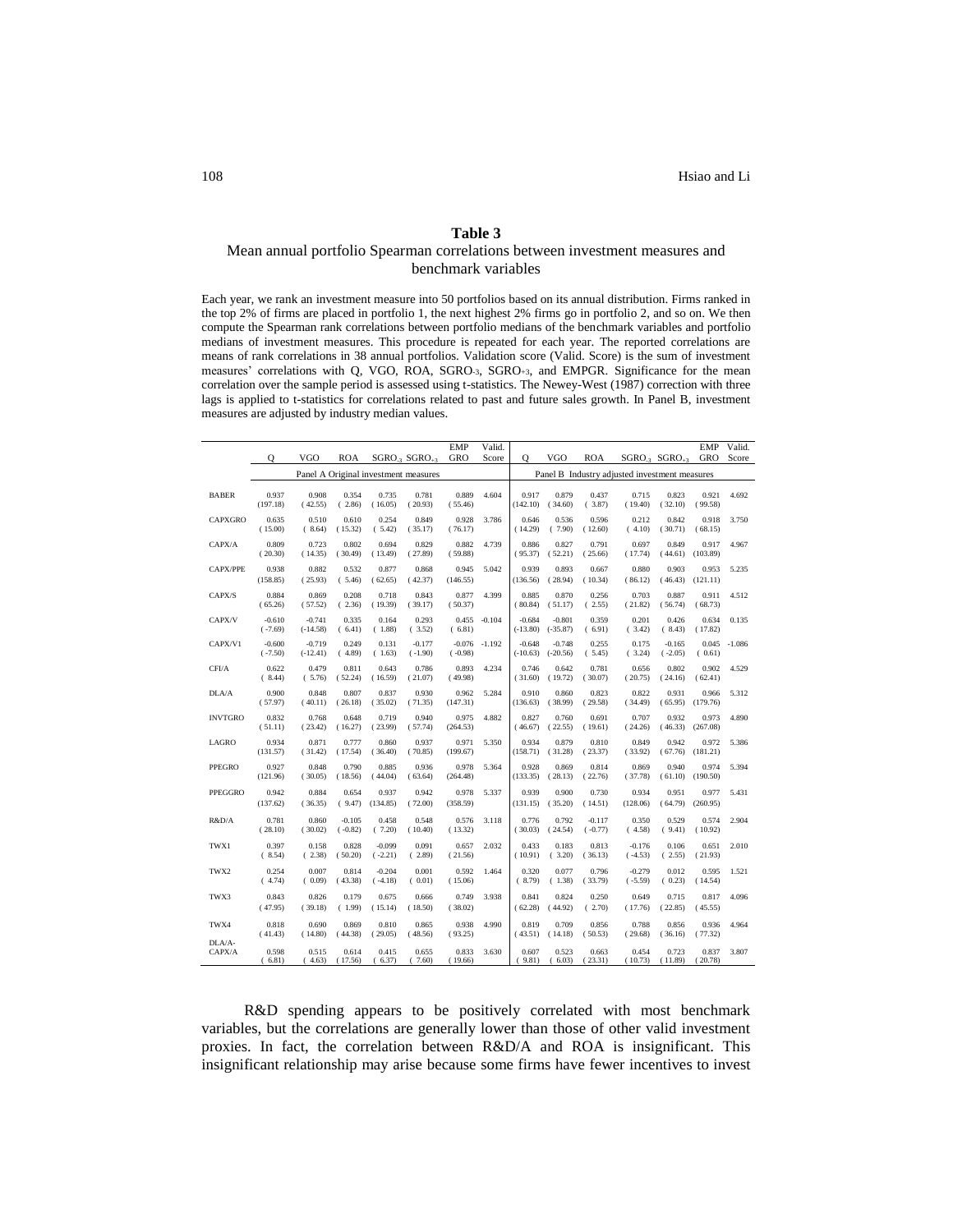**Table 3**

Mean annual portfolio Spearman correlations between investment measures and benchmark variables

Each year, we rank an investment measure into 50 portfolios based on its annual distribution. Firms ranked in the top 2% of firms are placed in portfolio 1, the next highest 2% firms go in portfolio 2, and so on. We then compute the Spearman rank correlations between portfolio medians of the benchmark variables and portfolio medians of investment measures. This procedure is repeated for each year. The reported correlations are means of rank correlations in 38 annual portfolios. Validation score (Valid. Score) is the sum of investment measures' correlations with Q, VGO, ROA, $SGRO_{-3}$, $SGRO_{+3}$, and EMPGR. Significance for the mean correlation over the sample period is assessed using t-statistics. The Newey-West (1987) correction with three lags is applied to t-statistics for correlations related to past and future sales growth. In Panel B, investment measures are adjusted by industry median values.

| | Q | VGO | ROA | $SGRO_{-3}$ | $SGRO_{+3}$ | EMP GRO | Valid. Score | Q | VGO | ROA | $SGRO_{-3}$ | $SGRO_{+3}$ | EMP GRO | Valid. Score |
|---|---|---|---|---|---|---|---|---|---|---|---|---|---|---|
| | Panel A Original investment measures | | | | | | | Panel B Industry adjusted investment measures | | | | | | |
| BABER | 0.937 | 0.908 | 0.354 | 0.735 | 0.781 | 0.889 | 4.604 | 0.917 | 0.879 | 0.437 | 0.715 | 0.823 | 0.921 | 4.692 |
| | (197.18) | (42.55) | (2.86) | (16.05) | (20.93) | (55.46) | | (142.10) | (34.60) | (3.87) | (19.40) | (32.10) | (99.58) | |
| CAPXGRO | 0.635 | 0.510 | 0.610 | 0.254 | 0.849 | 0.928 | 3.786 | 0.646 | 0.536 | 0.596 | 0.212 | 0.842 | 0.918 | 3.750 |
| | (15.00) | (8.64) | (15.32) | (5.42) | (35.17) | (76.17) | | (14.29) | (7.90) | (12.60) | (4.10) | (30.71) | (68.15) | |
| CAPX/A | 0.809 | 0.723 | 0.802 | 0.694 | 0.829 | 0.882 | 4.739 | 0.886 | 0.827 | 0.791 | 0.697 | 0.849 | 0.917 | 4.967 |
| | (20.30) | (14.35) | (30.49) | (13.49) | (27.89) | (59.88) | | (95.37) | (52.21) | (25.66) | (17.74) | (44.61) | (103.89) | |
| CAPX/PPE | 0.938 | 0.882 | 0.532 | 0.877 | 0.868 | 0.945 | 5.042 | 0.939 | 0.893 | 0.667 | 0.880 | 0.903 | 0.953 | 5.235 |
| | (158.85) | (25.93) | (5.46) | (62.65) | (42.37) | (146.55) | | (136.56) | (28.94) | (10.34) | (86.12) | (46.43) | (121.11) | |
| CAPX/S | 0.884 | 0.869 | 0.208 | 0.718 | 0.843 | 0.877 | 4.399 | 0.885 | 0.870 | 0.256 | 0.703 | 0.887 | 0.911 | 4.512 |
| | (65.26) | (57.52) | (1.88) | (19.39) | (39.17) | (50.37) | | (80.84) | (51.17) | (2.55) | (21.82) | (56.74) | (68.73) | |
| CAPX/V | -0.610 | -0.741 | 0.335 | 0.164 | 0.293 | 0.455 | -0.104 | -0.684 | -0.801 | 0.359 | 0.201 | 0.426 | 0.634 | 0.135 |
| | (-7.69) | (-14.58) | (6.41) | (1.88) | (3.52) | (6.81) | | (-13.80) | (-35.87) | (6.91) | (3.42) | (8.43) | (17.82) | |
| CAPX/V1 | -0.600 | -0.719 | 0.249 | 0.131 | -0.177 | -0.076 | -1.192 | -0.648 | -0.748 | 0.255 | 0.175 | -0.165 | 0.045 | -1.086 |
| | (-7.50) | (-12.41) | (4.89) | (1.63) | (-1.90) | (-0.98) | | (-10.63) | (-20.56) | (5.45) | (3.24) | (-2.05) | (0.61) | |
| CFI/A | 0.622 | 0.479 | 0.811 | 0.643 | 0.786 | 0.893 | 4.234 | 0.746 | 0.642 | 0.781 | 0.656 | 0.802 | 0.902 | 4.529 |
| | (8.44) | (5.76) | (52.24) | (16.59) | (21.07) | (49.98) | | (31.60) | (19.72) | (30.07) | (20.75) | (24.16) | (62.41) | |
| DLA/A | 0.900 | 0.848 | 0.807 | 0.837 | 0.930 | 0.962 | 5.284 | 0.910 | 0.860 | 0.823 | 0.822 | 0.931 | 0.966 | 5.312 |
| | (57.97) | (40.11) | (26.18) | (35.02) | (71.35) | (147.31) | | (136.63) | (38.99) | (29.58) | (34.49) | (65.95) | (179.76) | |
| INVTGRO | 0.832 | 0.768 | 0.648 | 0.719 | 0.940 | 0.975 | 4.882 | 0.827 | 0.760 | 0.691 | 0.707 | 0.932 | 0.973 | 4.890 |
| | (51.11) | (23.42) | (16.27) | (23.99) | (57.74) | (264.53) | | (46.67) | (22.55) | (19.61) | (24.26) | (46.33) | (267.08) | |
| LAGRO | 0.934 | 0.871 | 0.777 | 0.860 | 0.937 | 0.971 | 5.350 | 0.934 | 0.879 | 0.810 | 0.849 | 0.942 | 0.972 | 5.386 |
| | (131.57) | (31.42) | (17.54) | (36.40) | (70.85) | (199.67) | | (158.71) | (31.28) | (23.37) | (33.92) | (67.76) | (181.21) | |
| PPEGRO | 0.927 | 0.848 | 0.790 | 0.885 | 0.936 | 0.978 | 5.364 | 0.928 | 0.869 | 0.814 | 0.869 | 0.940 | 0.974 | 5.394 |
| | (121.96) | (30.05) | (18.56) | (44.04) | (63.64) | (264.48) | | (133.35) | (28.13) | (22.76) | (37.78) | (61.10) | (190.50) | |
| PPEGGRO | 0.942 | 0.884 | 0.654 | 0.937 | 0.942 | 0.978 | 5.337 | 0.939 | 0.900 | 0.730 | 0.934 | 0.951 | 0.977 | 5.431 |
| | (137.62) | (36.35) | (9.47) | (134.85) | (72.00) | (358.59) | | (131.15) | (35.20) | (14.51) | (128.06) | (64.79) | (260.95) | |
| R&D/A | 0.781 | 0.860 | -0.105 | 0.458 | 0.548 | 0.576 | 3.118 | 0.776 | 0.792 | -0.117 | 0.350 | 0.529 | 0.574 | 2.904 |
| | (28.10) | (30.02) | (-0.82) | (7.20) | (10.40) | (13.32) | | (30.03) | (24.54) | (-0.77) | (4.58) | (9.41) | (10.92) | |
| TWX1 | 0.397 | 0.158 | 0.828 | -0.099 | 0.091 | 0.657 | 2.032 | 0.433 | 0.183 | 0.813 | -0.176 | 0.106 | 0.651 | 2.010 |
| | (8.54) | (2.38) | (50.20) | (-2.21) | (2.89) | (21.56) | | (10.91) | (3.20) | (36.13) | (-4.53) | (2.55) | (21.93) | |
| TWX2 | 0.254 | 0.007 | 0.814 | -0.204 | 0.001 | 0.592 | 1.464 | 0.320 | 0.077 | 0.796 | -0.279 | 0.012 | 0.595 | 1.521 |
| | (4.74) | (0.09) | (43.38) | (-4.18) | (0.01) | (15.06) | | (8.79) | (1.38) | (33.79) | (-5.59) | (0.23) | (14.54) | |
| TWX3 | 0.843 | 0.826 | 0.179 | 0.675 | 0.666 | 0.749 | 3.938 | 0.841 | 0.824 | 0.250 | 0.649 | 0.715 | 0.817 | 4.096 |
| | (47.95) | (39.18) | (1.99) | (15.14) | (18.50) | (38.02) | | (62.28) | (44.92) | (2.70) | (17.76) | (22.85) | (45.55) | |
| TWX4 | 0.818 | 0.690 | 0.869 | 0.810 | 0.865 | 0.938 | 4.990 | 0.819 | 0.709 | 0.856 | 0.788 | 0.856 | 0.936 | 4.964 |
| | (41.43) | (14.80) | (44.38) | (29.05) | (48.56) | (93.25) | | (43.51) | (14.18) | (50.53) | (29.68) | (36.16) | (77.32) | |
| DLA/A-CAPX/A | 0.598 | 0.515 | 0.614 | 0.415 | 0.655 | 0.833 | 3.630 | 0.607 | 0.523 | 0.663 | 0.454 | 0.723 | 0.837 | 3.807 |
| | (6.81) | (4.63) | (17.56) | (6.37) | (7.60) | (19.66) | | (9.81) | (6.03) | (23.31) | (10.73) | (11.89) | (20.78) | |

R&D spending appears to be positively correlated with most benchmark variables, but the correlations are generally lower than those of other valid investment proxies. In fact, the correlation between R&D/A and ROA is insignificant. This insignificant relationship may arise because some firms have fewer incentives to invest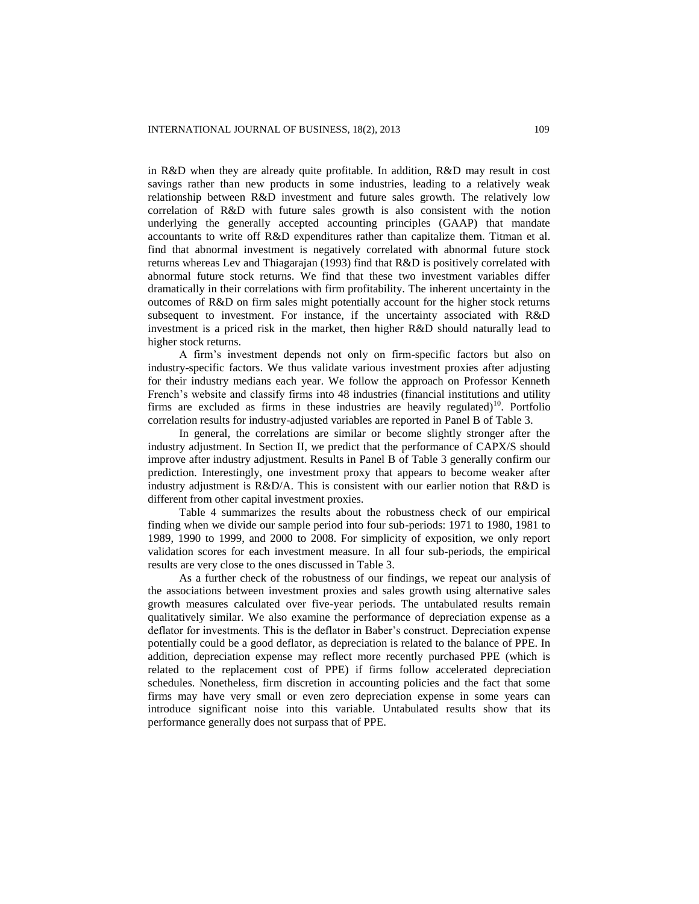in R&D when they are already quite profitable. In addition, R&D may result in cost savings rather than new products in some industries, leading to a relatively weak relationship between R&D investment and future sales growth. The relatively low correlation of R&D with future sales growth is also consistent with the notion underlying the generally accepted accounting principles (GAAP) that mandate accountants to write off R&D expenditures rather than capitalize them. Titman et al. find that abnormal investment is negatively correlated with abnormal future stock returns whereas Lev and Thiagarajan (1993) find that R&D is positively correlated with abnormal future stock returns. We find that these two investment variables differ dramatically in their correlations with firm profitability. The inherent uncertainty in the outcomes of R&D on firm sales might potentially account for the higher stock returns subsequent to investment. For instance, if the uncertainty associated with R&D investment is a priced risk in the market, then higher R&D should naturally lead to higher stock returns.

A firm's investment depends not only on firm-specific factors but also on industry-specific factors. We thus validate various investment proxies after adjusting for their industry medians each year. We follow the approach on Professor Kenneth French's website and classify firms into 48 industries (financial institutions and utility firms are excluded as firms in these industries are heavily regulated)[10]. Portfolio correlation results for industry-adjusted variables are reported in Panel B of Table 3.

In general, the correlations are similar or become slightly stronger after the industry adjustment. In Section II, we predict that the performance of CAPX/S should improve after industry adjustment. Results in Panel B of Table 3 generally confirm our prediction. Interestingly, one investment proxy that appears to become weaker after industry adjustment is R&D/A. This is consistent with our earlier notion that R&D is different from other capital investment proxies.

Table 4 summarizes the results about the robustness check of our empirical finding when we divide our sample period into four sub-periods: 1971 to 1980, 1981 to 1989, 1990 to 1999, and 2000 to 2008. For simplicity of exposition, we only report validation scores for each investment measure. In all four sub-periods, the empirical results are very close to the ones discussed in Table 3.

As a further check of the robustness of our findings, we repeat our analysis of the associations between investment proxies and sales growth using alternative sales growth measures calculated over five-year periods. The untabulated results remain qualitatively similar. We also examine the performance of depreciation expense as a deflator for investments. This is the deflator in Baber's construct. Depreciation expense potentially could be a good deflator, as depreciation is related to the balance of PPE. In addition, depreciation expense may reflect more recently purchased PPE (which is related to the replacement cost of PPE) if firms follow accelerated depreciation schedules. Nonetheless, firm discretion in accounting policies and the fact that some firms may have very small or even zero depreciation expense in some years can introduce significant noise into this variable. Untabulated results show that its performance generally does not surpass that of PPE.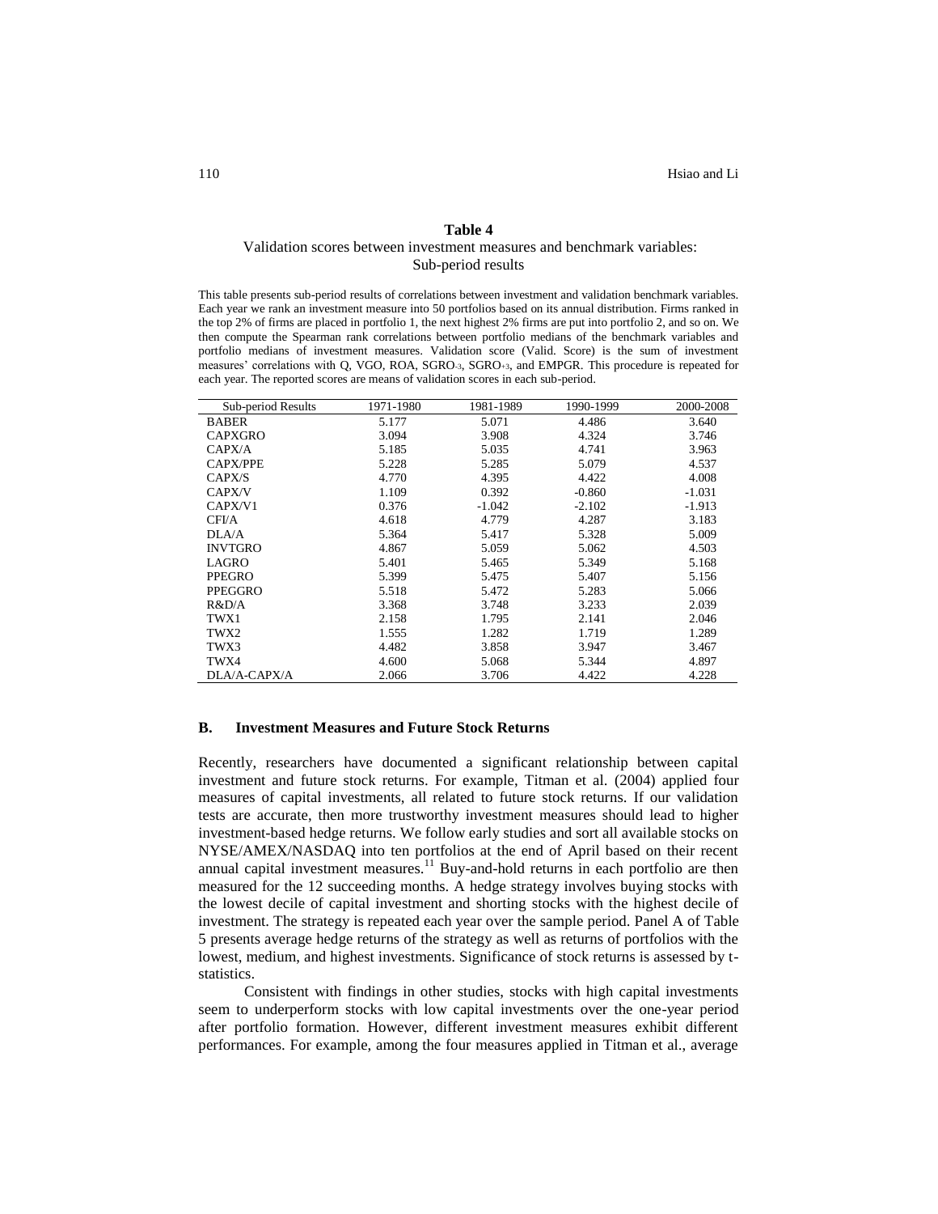**Table 4**

Validation scores between investment measures and benchmark variables: Sub-period results

This table presents sub-period results of correlations between investment and validation benchmark variables. Each year we rank an investment measure into 50 portfolios based on its annual distribution. Firms ranked in the top 2% of firms are placed in portfolio 1, the next highest 2% firms are put into portfolio 2, and so on. We then compute the Spearman rank correlations between portfolio medians of the benchmark variables and portfolio medians of investment measures. Validation score (Valid. Score) is the sum of investment measures' correlations with Q, VGO, ROA, $SGRO_{-3}$, $SGRO_{+3}$, and EMPGR. This procedure is repeated for each year. The reported scores are means of validation scores in each sub-period.

| Sub-period Results | 1971-1980 | 1981-1989 | 1990-1999 | 2000-2008 |
|---|---|---|---|---|
| BABER | 5.177 | 5.071 | 4.486 | 3.640 |
| CAPXGRO | 3.094 | 3.908 | 4.324 | 3.746 |
| CAPX/A | 5.185 | 5.035 | 4.741 | 3.963 |
| CAPX/PPE | 5.228 | 5.285 | 5.079 | 4.537 |
| CAPX/S | 4.770 | 4.395 | 4.422 | 4.008 |
| CAPX/V | 1.109 | 0.392 | -0.860 | -1.031 |
| CAPX/V1 | 0.376 | -1.042 | -2.102 | -1.913 |
| CFI/A | 4.618 | 4.779 | 4.287 | 3.183 |
| DLA/A | 5.364 | 5.417 | 5.328 | 5.009 |
| INVTGRO | 4.867 | 5.059 | 5.062 | 4.503 |
| LAGRO | 5.401 | 5.465 | 5.349 | 5.168 |
| PPEGRO | 5.399 | 5.475 | 5.407 | 5.156 |
| PPEGGRO | 5.518 | 5.472 | 5.283 | 5.066 |
| R&D/A | 3.368 | 3.748 | 3.233 | 2.039 |
| TWX1 | 2.158 | 1.795 | 2.141 | 2.046 |
| TWX2 | 1.555 | 1.282 | 1.719 | 1.289 |
| TWX3 | 4.482 | 3.858 | 3.947 | 3.467 |
| TWX4 | 4.600 | 5.068 | 5.344 | 4.897 |
| DLA/A-CAPX/A | 2.066 | 3.706 | 4.422 | 4.228 |

### B. Investment Measures and Future Stock Returns

Recently, researchers have documented a significant relationship between capital investment and future stock returns. For example, Titman et al. (2004) applied four measures of capital investments, all related to future stock returns. If our validation tests are accurate, then more trustworthy investment measures should lead to higher investment-based hedge returns. We follow early studies and sort all available stocks on NYSE/AMEX/NASDAQ into ten portfolios at the end of April based on their recent annual capital investment measures.[11] Buy-and-hold returns in each portfolio are then measured for the 12 succeeding months. A hedge strategy involves buying stocks with the lowest decile of capital investment and shorting stocks with the highest decile of investment. The strategy is repeated each year over the sample period. Panel A of Table 5 presents average hedge returns of the strategy as well as returns of portfolios with the lowest, medium, and highest investments. Significance of stock returns is assessed by t-statistics.

Consistent with findings in other studies, stocks with high capital investments seem to underperform stocks with low capital investments over the one-year period after portfolio formation. However, different investment measures exhibit different performances. For example, among the four measures applied in Titman et al., average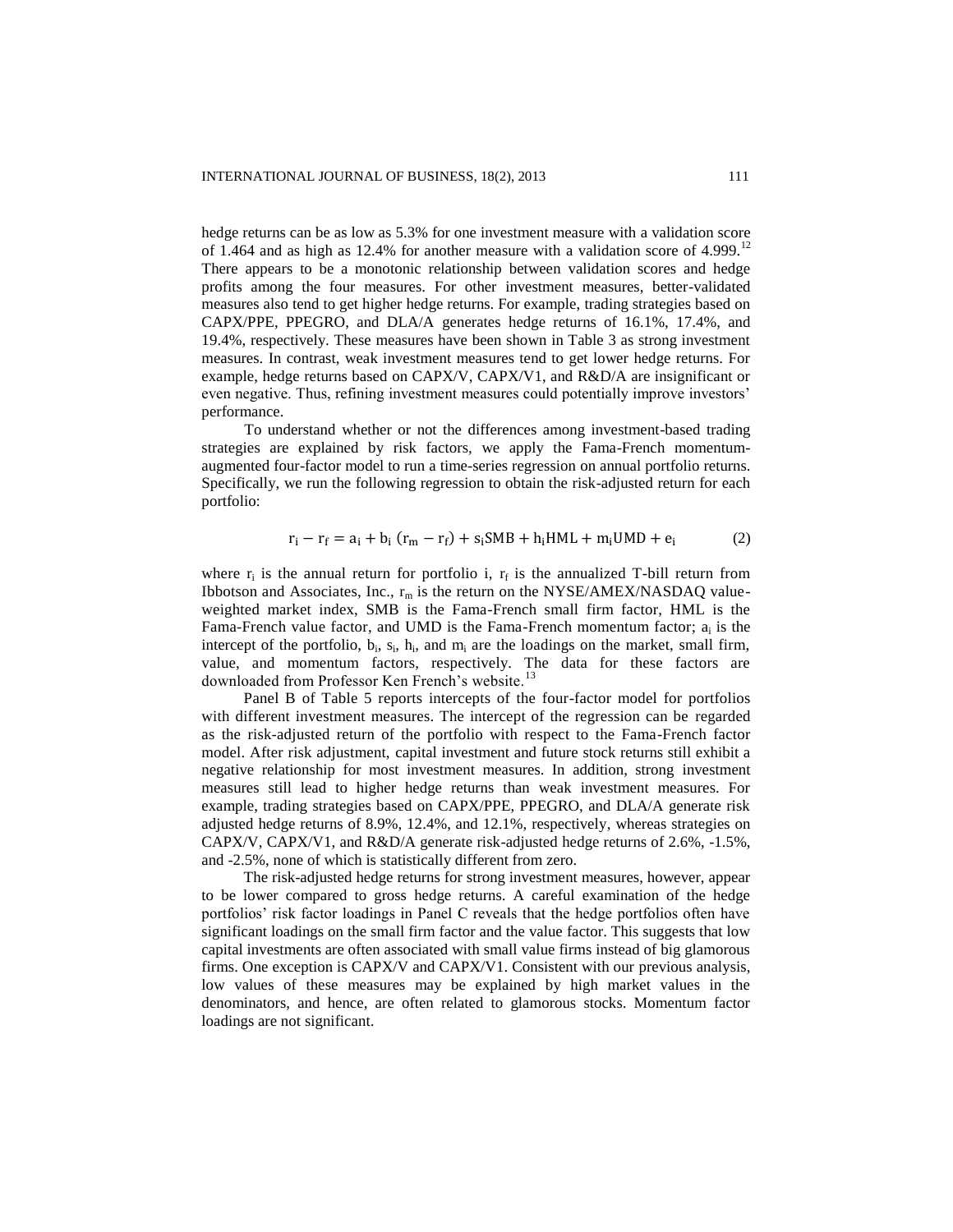hedge returns can be as low as 5.3% for one investment measure with a validation score of 1.464 and as high as 12.4% for another measure with a validation score of 4.999.[12] There appears to be a monotonic relationship between validation scores and hedge profits among the four measures. For other investment measures, better-validated measures also tend to get higher hedge returns. For example, trading strategies based on CAPX/PPE, PPEGRO, and DLA/A generates hedge returns of 16.1%, 17.4%, and 19.4%, respectively. These measures have been shown in Table 3 as strong investment measures. In contrast, weak investment measures tend to get lower hedge returns. For example, hedge returns based on CAPX/V, CAPX/V1, and R&D/A are insignificant or even negative. Thus, refining investment measures could potentially improve investors' performance.

To understand whether or not the differences among investment-based trading strategies are explained by risk factors, we apply the Fama-French momentum-augmented four-factor model to run a time-series regression on annual portfolio returns. Specifically, we run the following regression to obtain the risk-adjusted return for each portfolio:

$$r_i - r_f = a_i + b_i\,(r_m - r_f) + s_i SMB + h_i HML + m_i UMD + e_i \tag{2}$$

where $r_i$ is the annual return for portfolio i, $r_f$ is the annualized T-bill return from Ibbotson and Associates, Inc., $r_m$ is the return on the NYSE/AMEX/NASDAQ value-weighted market index, SMB is the Fama-French small firm factor, HML is the Fama-French value factor, and UMD is the Fama-French momentum factor; $a_i$ is the intercept of the portfolio, $b_i$, $s_i$, $h_i$, and $m_i$ are the loadings on the market, small firm, value, and momentum factors, respectively. The data for these factors are downloaded from Professor Ken French's website.[13]

Panel B of Table 5 reports intercepts of the four-factor model for portfolios with different investment measures. The intercept of the regression can be regarded as the risk-adjusted return of the portfolio with respect to the Fama-French factor model. After risk adjustment, capital investment and future stock returns still exhibit a negative relationship for most investment measures. In addition, strong investment measures still lead to higher hedge returns than weak investment measures. For example, trading strategies based on CAPX/PPE, PPEGRO, and DLA/A generate risk adjusted hedge returns of 8.9%, 12.4%, and 12.1%, respectively, whereas strategies on CAPX/V, CAPX/V1, and R&D/A generate risk-adjusted hedge returns of 2.6%, -1.5%, and -2.5%, none of which is statistically different from zero.

The risk-adjusted hedge returns for strong investment measures, however, appear to be lower compared to gross hedge returns. A careful examination of the hedge portfolios' risk factor loadings in Panel C reveals that the hedge portfolios often have significant loadings on the small firm factor and the value factor. This suggests that low capital investments are often associated with small value firms instead of big glamorous firms. One exception is CAPX/V and CAPX/V1. Consistent with our previous analysis, low values of these measures may be explained by high market values in the denominators, and hence, are often related to glamorous stocks. Momentum factor loadings are not significant.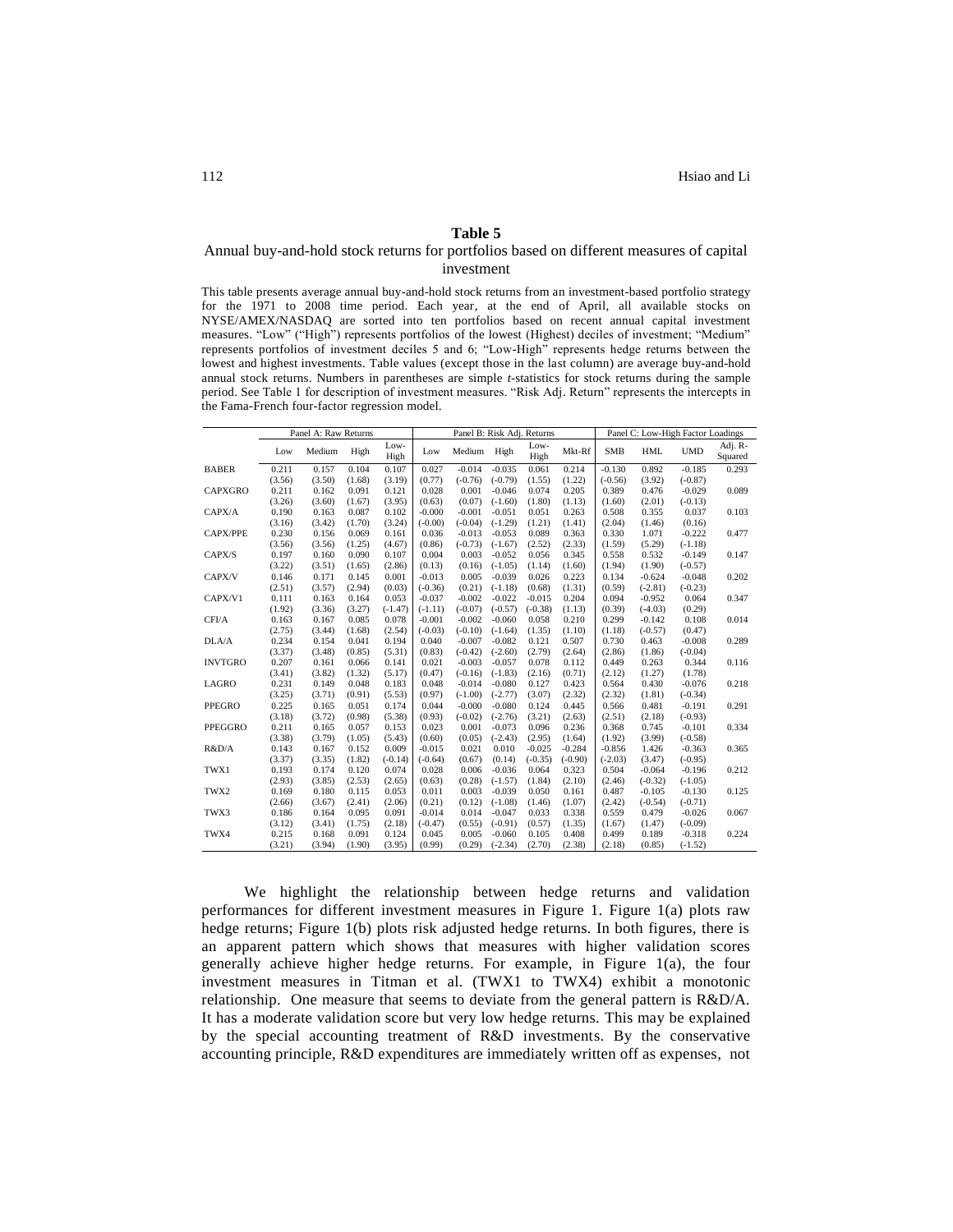## Table 5

Annual buy-and-hold stock returns for portfolios based on different measures of capital investment

This table presents average annual buy-and-hold stock returns from an investment-based portfolio strategy for the 1971 to 2008 time period. Each year, at the end of April, all available stocks on NYSE/AMEX/NASDAQ are sorted into ten portfolios based on recent annual capital investment measures. "Low" ("High") represents portfolios of the lowest (Highest) deciles of investment; "Medium" represents portfolios of investment deciles 5 and 6; "Low-High" represents hedge returns between the lowest and highest investments. Table values (except those in the last column) are average buy-and-hold annual stock returns. Numbers in parentheses are simple *t*-statistics for stock returns during the sample period. See Table 1 for description of investment measures. "Risk Adj. Return" represents the intercepts in the Fama-French four-factor regression model.

| | Panel A: Raw Returns | | | | Panel B: Risk Adj. Returns | | | | | Panel C: Low-High Factor Loadings | | | |
|---|---|---|---|---|---|---|---|---|---|---|---|---|---|
| | Low | Medium | High | Low-High | Low | Medium | High | Low-High | Mkt-Rf | SMB | HML | UMD | Adj. R-Squared |
| BABER | 0.211 | 0.157 | 0.104 | 0.107 | 0.027 | -0.014 | -0.035 | 0.061 | 0.214 | -0.130 | 0.892 | -0.185 | 0.293 |
| | (3.56) | (3.50) | (1.68) | (3.19) | (0.77) | (-0.76) | (-0.79) | (1.55) | (1.22) | (-0.56) | (3.92) | (-0.87) | |
| CAPXGRO | 0.211 | 0.162 | 0.091 | 0.121 | 0.028 | 0.001 | -0.046 | 0.074 | 0.205 | 0.389 | 0.476 | -0.029 | 0.089 |
| | (3.26) | (3.60) | (1.67) | (3.95) | (0.63) | (0.07) | (-1.60) | (1.80) | (1.13) | (1.60) | (2.01) | (-0.13) | |
| CAPX/A | 0.190 | 0.163 | 0.087 | 0.102 | -0.000 | -0.001 | -0.051 | 0.051 | 0.263 | 0.508 | 0.355 | 0.037 | 0.103 |
| | (3.16) | (3.42) | (1.70) | (3.24) | (-0.00) | (-0.04) | (-1.29) | (1.21) | (1.41) | (2.04) | (1.46) | (0.16) | |
| CAPX/PPE | 0.230 | 0.156 | 0.069 | 0.161 | 0.036 | -0.013 | -0.053 | 0.089 | 0.363 | 0.330 | 1.071 | -0.222 | 0.477 |
| | (3.56) | (3.56) | (1.25) | (4.67) | (0.86) | (-0.73) | (-1.67) | (2.52) | (2.33) | (1.59) | (5.29) | (-1.18) | |
| CAPX/S | 0.197 | 0.160 | 0.090 | 0.107 | 0.004 | 0.003 | -0.052 | 0.056 | 0.345 | 0.558 | 0.532 | -0.149 | 0.147 |
| | (3.22) | (3.51) | (1.65) | (2.86) | (0.13) | (0.16) | (-1.05) | (1.14) | (1.60) | (1.94) | (1.90) | (-0.57) | |
| CAPX/V | 0.146 | 0.171 | 0.145 | 0.001 | -0.013 | 0.005 | -0.039 | 0.026 | 0.223 | 0.134 | -0.624 | -0.048 | 0.202 |
| | (2.51) | (3.57) | (2.94) | (0.03) | (-0.36) | (0.21) | (-1.18) | (0.68) | (1.31) | (0.59) | (-2.81) | (-0.23) | |
| CAPX/V1 | 0.111 | 0.163 | 0.164 | 0.053 | -0.037 | -0.002 | -0.022 | -0.015 | 0.204 | 0.094 | -0.952 | 0.064 | 0.347 |
| | (1.92) | (3.36) | (3.27) | (-1.47) | (-1.11) | (-0.07) | (-0.57) | (-0.38) | (1.13) | (0.39) | (-4.03) | (0.29) | |
| CFI/A | 0.163 | 0.167 | 0.085 | 0.078 | -0.001 | -0.002 | -0.060 | 0.058 | 0.210 | 0.299 | -0.142 | 0.108 | 0.014 |
| | (2.75) | (3.44) | (1.68) | (2.54) | (-0.03) | (-0.10) | (-1.64) | (1.35) | (1.10) | (1.18) | (-0.57) | (0.47) | |
| DLA/A | 0.234 | 0.154 | 0.041 | 0.194 | 0.040 | -0.007 | -0.082 | 0.121 | 0.507 | 0.730 | 0.463 | -0.008 | 0.289 |
| | (3.37) | (3.48) | (0.85) | (5.31) | (0.83) | (-0.42) | (-2.60) | (2.79) | (2.64) | (2.86) | (1.86) | (-0.04) | |
| INVTGRO | 0.207 | 0.161 | 0.066 | 0.141 | 0.021 | -0.003 | -0.057 | 0.078 | 0.112 | 0.449 | 0.263 | 0.344 | 0.116 |
| | (3.41) | (3.82) | (1.32) | (5.17) | (0.47) | (-0.16) | (-1.83) | (2.16) | (0.71) | (2.12) | (1.27) | (1.78) | |
| LAGRO | 0.231 | 0.149 | 0.048 | 0.183 | 0.048 | -0.014 | -0.080 | 0.127 | 0.423 | 0.564 | 0.430 | -0.076 | 0.218 |
| | (3.25) | (3.71) | (0.91) | (5.53) | (0.97) | (-1.00) | (-2.77) | (3.07) | (2.32) | (2.32) | (1.81) | (-0.34) | |
| PPEGRO | 0.225 | 0.165 | 0.051 | 0.174 | 0.044 | -0.000 | -0.080 | 0.124 | 0.445 | 0.566 | 0.481 | -0.191 | 0.291 |
| | (3.18) | (3.72) | (0.98) | (5.38) | (0.93) | (-0.02) | (-2.76) | (3.21) | (2.63) | (2.51) | (2.18) | (-0.93) | |
| PPEGGRO | 0.211 | 0.165 | 0.057 | 0.153 | 0.023 | 0.001 | -0.073 | 0.096 | 0.236 | 0.368 | 0.745 | -0.101 | 0.334 |
| | (3.38) | (3.79) | (1.05) | (5.43) | (0.60) | (0.05) | (-2.43) | (2.95) | (1.64) | (1.92) | (3.99) | (-0.58) | |
| R&D/A | 0.143 | 0.167 | 0.152 | 0.009 | -0.015 | 0.021 | 0.010 | -0.025 | -0.284 | -0.856 | 1.426 | -0.363 | 0.365 |
| | (3.37) | (3.35) | (1.82) | (-0.14) | (-0.64) | (0.67) | (0.14) | (-0.35) | (-0.90) | (-2.03) | (3.47) | (-0.95) | |
| TWX1 | 0.193 | 0.174 | 0.120 | 0.074 | 0.028 | 0.006 | -0.036 | 0.064 | 0.323 | 0.504 | -0.064 | -0.196 | 0.212 |
| | (2.93) | (3.85) | (2.53) | (2.65) | (0.63) | (0.28) | (-1.57) | (1.84) | (2.10) | (2.46) | (-0.32) | (-1.05) | |
| TWX2 | 0.169 | 0.180 | 0.115 | 0.053 | 0.011 | 0.003 | -0.039 | 0.050 | 0.161 | 0.487 | -0.105 | -0.130 | 0.125 |
| | (2.66) | (3.67) | (2.41) | (2.06) | (0.21) | (0.12) | (-1.08) | (1.46) | (1.07) | (2.42) | (-0.54) | (-0.71) | |
| TWX3 | 0.186 | 0.164 | 0.095 | 0.091 | -0.014 | 0.014 | -0.047 | 0.033 | 0.338 | 0.559 | 0.479 | -0.026 | 0.067 |
| | (3.12) | (3.41) | (1.75) | (2.18) | (-0.47) | (0.55) | (-0.91) | (0.57) | (1.35) | (1.67) | (1.47) | (-0.09) | |
| TWX4 | 0.215 | 0.168 | 0.091 | 0.124 | 0.045 | 0.005 | -0.060 | 0.105 | 0.408 | 0.499 | 0.189 | -0.318 | 0.224 |
| | (3.21) | (3.94) | (1.90) | (3.95) | (0.99) | (0.29) | (-2.34) | (2.70) | (2.38) | (2.18) | (0.85) | (-1.52) | |

We highlight the relationship between hedge returns and validation performances for different investment measures in Figure 1. Figure 1(a) plots raw hedge returns; Figure 1(b) plots risk adjusted hedge returns. In both figures, there is an apparent pattern which shows that measures with higher validation scores generally achieve higher hedge returns. For example, in Figure 1(a), the four investment measures in Titman et al. (TWX1 to TWX4) exhibit a monotonic relationship. One measure that seems to deviate from the general pattern is R&D/A. It has a moderate validation score but very low hedge returns. This may be explained by the special accounting treatment of R&D investments. By the conservative accounting principle, R&D expenditures are immediately written off as expenses, not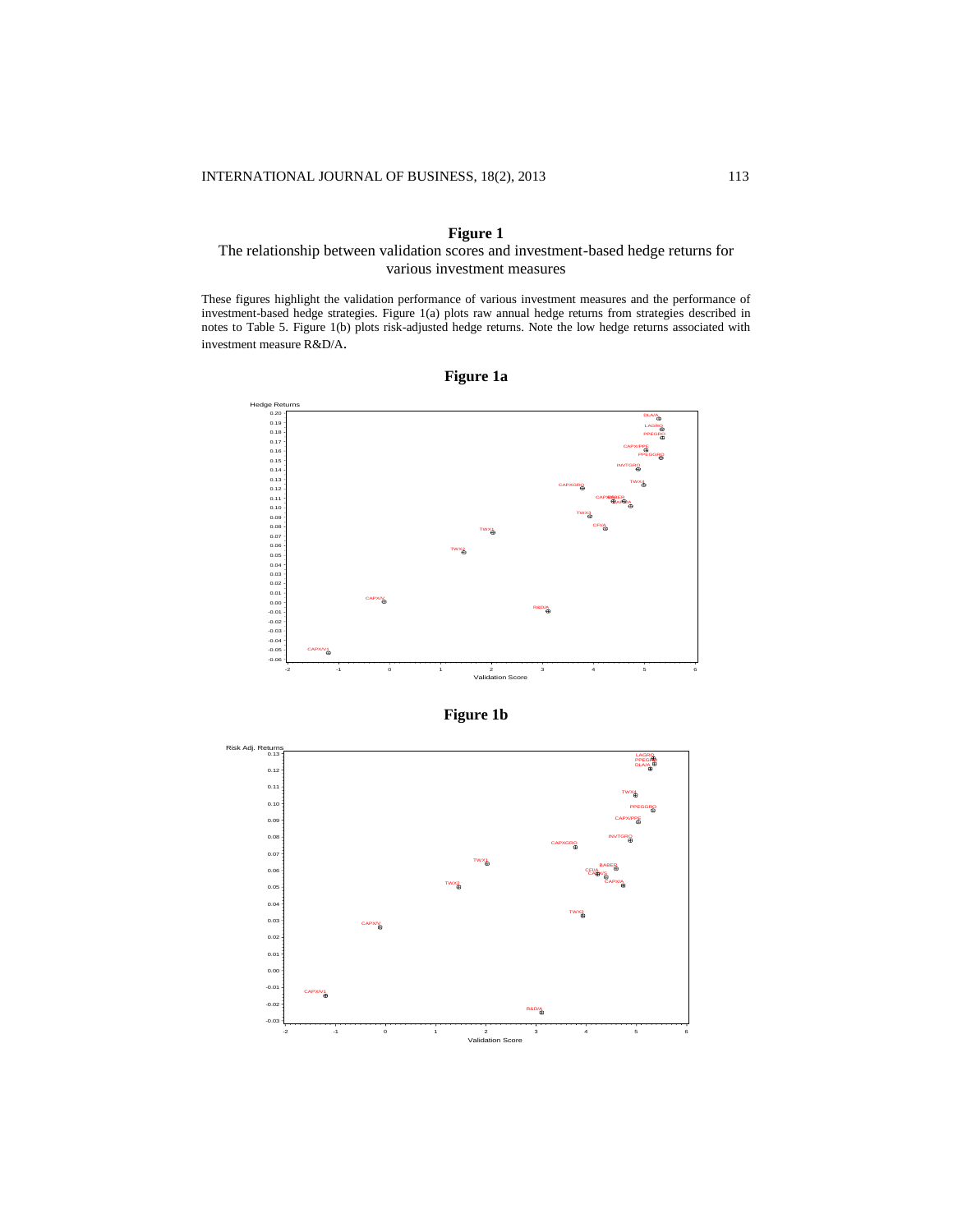**Figure 1**

The relationship between validation scores and investment-based hedge returns for various investment measures

These figures highlight the validation performance of various investment measures and the performance of investment-based hedge strategies. Figure 1(a) plots raw annual hedge returns from strategies described in notes to Table 5. Figure 1(b) plots risk-adjusted hedge returns. Note the low hedge returns associated with investment measure R&D/A.

**Figure 1a**

**Figure 1b**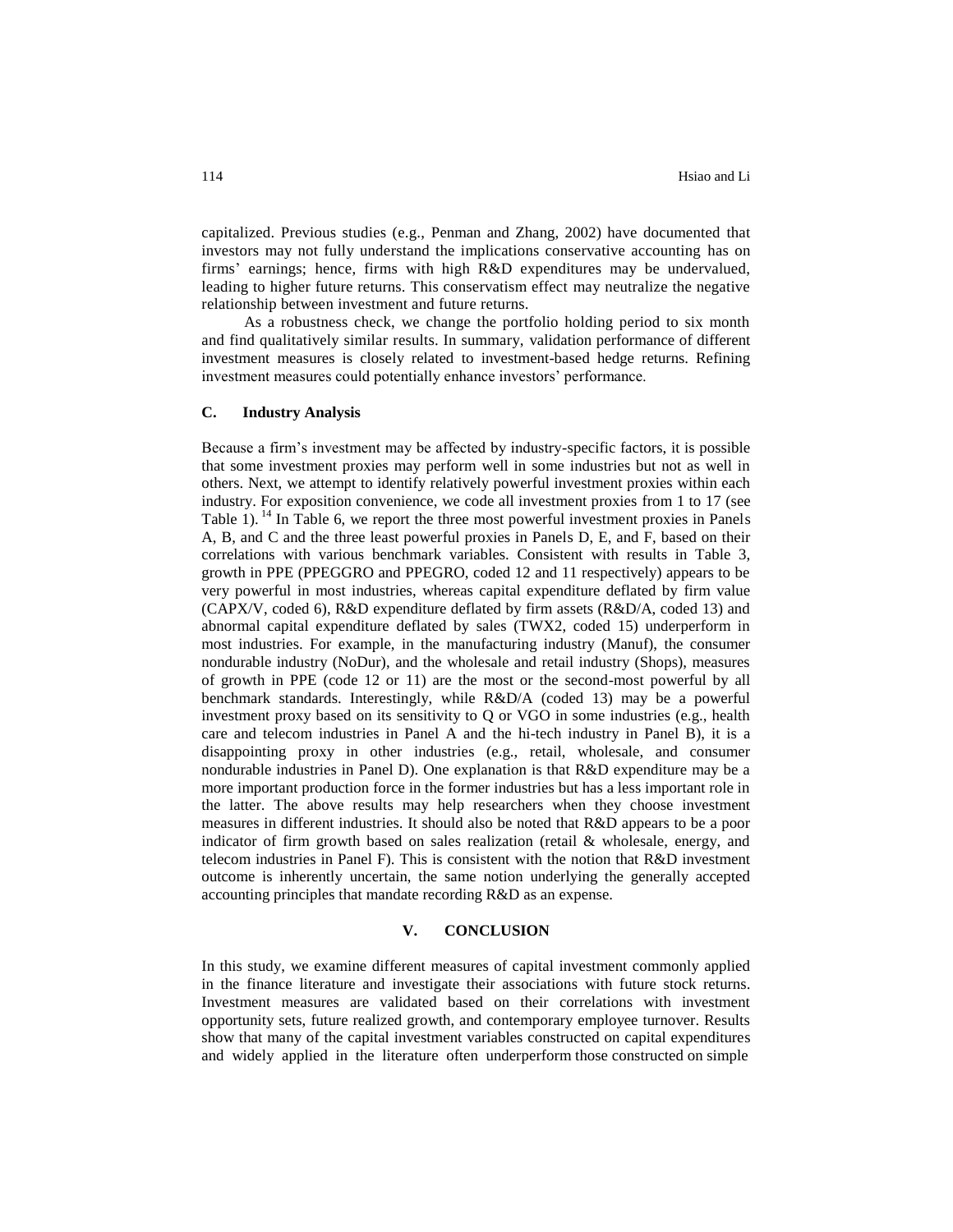capitalized. Previous studies (e.g., Penman and Zhang, 2002) have documented that investors may not fully understand the implications conservative accounting has on firms' earnings; hence, firms with high R&D expenditures may be undervalued, leading to higher future returns. This conservatism effect may neutralize the negative relationship between investment and future returns.

As a robustness check, we change the portfolio holding period to six month and find qualitatively similar results. In summary, validation performance of different investment measures is closely related to investment-based hedge returns. Refining investment measures could potentially enhance investors' performance.

### C. Industry Analysis

Because a firm's investment may be affected by industry-specific factors, it is possible that some investment proxies may perform well in some industries but not as well in others. Next, we attempt to identify relatively powerful investment proxies within each industry. For exposition convenience, we code all investment proxies from 1 to 17 (see Table 1). [14] In Table 6, we report the three most powerful investment proxies in Panels A, B, and C and the three least powerful proxies in Panels D, E, and F, based on their correlations with various benchmark variables. Consistent with results in Table 3, growth in PPE (PPEGGRO and PPEGRO, coded 12 and 11 respectively) appears to be very powerful in most industries, whereas capital expenditure deflated by firm value (CAPX/V, coded 6), R&D expenditure deflated by firm assets (R&D/A, coded 13) and abnormal capital expenditure deflated by sales (TWX2, coded 15) underperform in most industries. For example, in the manufacturing industry (Manuf), the consumer nondurable industry (NoDur), and the wholesale and retail industry (Shops), measures of growth in PPE (code 12 or 11) are the most or the second-most powerful by all benchmark standards. Interestingly, while R&D/A (coded 13) may be a powerful investment proxy based on its sensitivity to Q or VGO in some industries (e.g., health care and telecom industries in Panel A and the hi-tech industry in Panel B), it is a disappointing proxy in other industries (e.g., retail, wholesale, and consumer nondurable industries in Panel D). One explanation is that R&D expenditure may be a more important production force in the former industries but has a less important role in the latter. The above results may help researchers when they choose investment measures in different industries. It should also be noted that R&D appears to be a poor indicator of firm growth based on sales realization (retail & wholesale, energy, and telecom industries in Panel F). This is consistent with the notion that R&D investment outcome is inherently uncertain, the same notion underlying the generally accepted accounting principles that mandate recording R&D as an expense.

## V. CONCLUSION

In this study, we examine different measures of capital investment commonly applied in the finance literature and investigate their associations with future stock returns. Investment measures are validated based on their correlations with investment opportunity sets, future realized growth, and contemporary employee turnover. Results show that many of the capital investment variables constructed on capital expenditures and widely applied in the literature often underperform those constructed on simple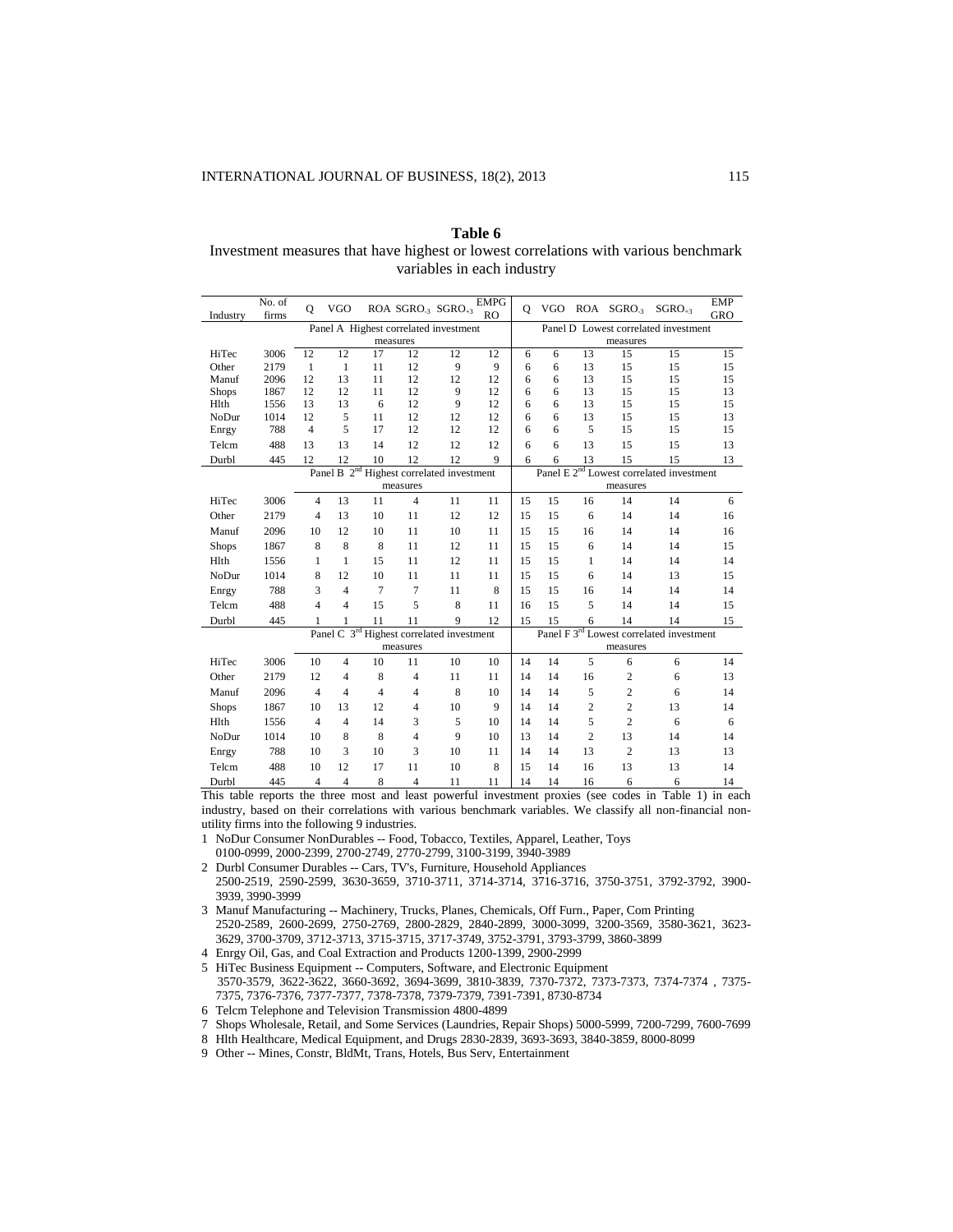**Table 6**

Investment measures that have highest or lowest correlations with various benchmark variables in each industry

| Industry | No. of firms | Q | VGO | ROA | $SGRO_{-3}$ | $SGRO_{+3}$ | EMPGRO | Q | VGO | ROA | $SGRO_{-3}$ | $SGRO_{+3}$ | EMPGRO |
|---|---|---|---|---|---|---|---|---|---|---|---|---|---|
| | | Panel A Highest correlated investment measures | | | | | | Panel D Lowest correlated investment measures | | | | | |
| HiTec | 3006 | 12 | 12 | 17 | 12 | 12 | 12 | 6 | 6 | 13 | 15 | 15 | 15 |
| Other | 2179 | 1 | 1 | 11 | 12 | 9 | 9 | 6 | 6 | 13 | 15 | 15 | 15 |
| Manuf | 2096 | 12 | 13 | 11 | 12 | 12 | 12 | 6 | 6 | 13 | 15 | 15 | 15 |
| Shops | 1867 | 12 | 12 | 11 | 12 | 9 | 12 | 6 | 6 | 13 | 15 | 15 | 13 |
| Hlth | 1556 | 13 | 13 | 6 | 12 | 9 | 12 | 6 | 6 | 13 | 15 | 15 | 15 |
| NoDur | 1014 | 12 | 5 | 11 | 12 | 12 | 12 | 6 | 6 | 13 | 15 | 15 | 13 |
| Enrgy | 788 | 4 | 5 | 17 | 12 | 12 | 12 | 6 | 6 | 5 | 15 | 15 | 15 |
| Telcm | 488 | 13 | 13 | 14 | 12 | 12 | 12 | 6 | 6 | 13 | 15 | 15 | 13 |
| Durbl | 445 | 12 | 12 | 10 | 12 | 12 | 9 | 6 | 6 | 13 | 15 | 15 | 13 |
| | | Panel B 2nd Highest correlated investment measures | | | | | | Panel E 2nd Lowest correlated investment measures | | | | | |
| HiTec | 3006 | 4 | 13 | 11 | 4 | 11 | 11 | 15 | 15 | 16 | 14 | 14 | 6 |
| Other | 2179 | 4 | 13 | 10 | 11 | 12 | 12 | 15 | 15 | 6 | 14 | 14 | 16 |
| Manuf | 2096 | 10 | 12 | 10 | 11 | 10 | 11 | 15 | 15 | 16 | 14 | 14 | 16 |
| Shops | 1867 | 8 | 8 | 8 | 11 | 12 | 11 | 15 | 15 | 6 | 14 | 14 | 15 |
| Hlth | 1556 | 1 | 1 | 15 | 11 | 12 | 11 | 15 | 15 | 1 | 14 | 14 | 14 |
| NoDur | 1014 | 8 | 12 | 10 | 11 | 11 | 11 | 15 | 15 | 6 | 14 | 13 | 15 |
| Enrgy | 788 | 3 | 4 | 7 | 7 | 11 | 8 | 15 | 15 | 16 | 14 | 14 | 14 |
| Telcm | 488 | 4 | 4 | 15 | 5 | 8 | 11 | 16 | 15 | 5 | 14 | 14 | 15 |
| Durbl | 445 | 1 | 1 | 11 | 11 | 9 | 12 | 15 | 15 | 6 | 14 | 14 | 15 |
| | | Panel C 3rd Highest correlated investment measures | | | | | | Panel F 3rd Lowest correlated investment measures | | | | | |
| HiTec | 3006 | 10 | 4 | 10 | 11 | 10 | 10 | 14 | 14 | 5 | 6 | 6 | 14 |
| Other | 2179 | 12 | 4 | 8 | 4 | 11 | 11 | 14 | 14 | 16 | 2 | 6 | 13 |
| Manuf | 2096 | 4 | 4 | 4 | 4 | 8 | 10 | 14 | 14 | 5 | 2 | 6 | 14 |
| Shops | 1867 | 10 | 13 | 12 | 4 | 10 | 9 | 14 | 14 | 2 | 2 | 13 | 14 |
| Hlth | 1556 | 4 | 4 | 14 | 3 | 5 | 10 | 14 | 14 | 5 | 2 | 6 | 6 |
| NoDur | 1014 | 10 | 8 | 8 | 4 | 9 | 10 | 13 | 14 | 2 | 13 | 14 | 14 |
| Enrgy | 788 | 10 | 3 | 10 | 3 | 10 | 11 | 14 | 14 | 13 | 2 | 13 | 13 |
| Telcm | 488 | 10 | 12 | 17 | 11 | 10 | 8 | 15 | 14 | 16 | 13 | 13 | 14 |
| Durbl | 445 | 4 | 4 | 8 | 4 | 11 | 11 | 14 | 14 | 16 | 6 | 6 | 14 |

This table reports the three most and least powerful investment proxies (see codes in Table 1) in each industry, based on their correlations with various benchmark variables. We classify all non-financial non-utility firms into the following 9 industries.

1 NoDur Consumer NonDurables -- Food, Tobacco, Textiles, Apparel, Leather, Toys
0100-0999, 2000-2399, 2700-2749, 2770-2799, 3100-3199, 3940-3989

2 Durbl Consumer Durables -- Cars, TV's, Furniture, Household Appliances
2500-2519, 2590-2599, 3630-3659, 3710-3711, 3714-3714, 3716-3716, 3750-3751, 3792-3792, 3900-3939, 3990-3999

3 Manuf Manufacturing -- Machinery, Trucks, Planes, Chemicals, Off Furn., Paper, Com Printing
2520-2589, 2600-2699, 2750-2769, 2800-2829, 2840-2899, 3000-3099, 3200-3569, 3580-3621, 3623-3629, 3700-3709, 3712-3713, 3715-3715, 3717-3749, 3752-3791, 3793-3799, 3860-3899

4 Enrgy Oil, Gas, and Coal Extraction and Products 1200-1399, 2900-2999

5 HiTec Business Equipment -- Computers, Software, and Electronic Equipment
3570-3579, 3622-3622, 3660-3692, 3694-3699, 3810-3839, 7370-7372, 7373-7373, 7374-7374 , 7375-7375, 7376-7376, 7377-7377, 7378-7378, 7379-7379, 7391-7391, 8730-8734

6 Telcm Telephone and Television Transmission 4800-4899

7 Shops Wholesale, Retail, and Some Services (Laundries, Repair Shops) 5000-5999, 7200-7299, 7600-7699

8 Hlth Healthcare, Medical Equipment, and Drugs 2830-2839, 3693-3693, 3840-3859, 8000-8099

9 Other -- Mines, Constr, BldMt, Trans, Hotels, Bus Serv, Entertainment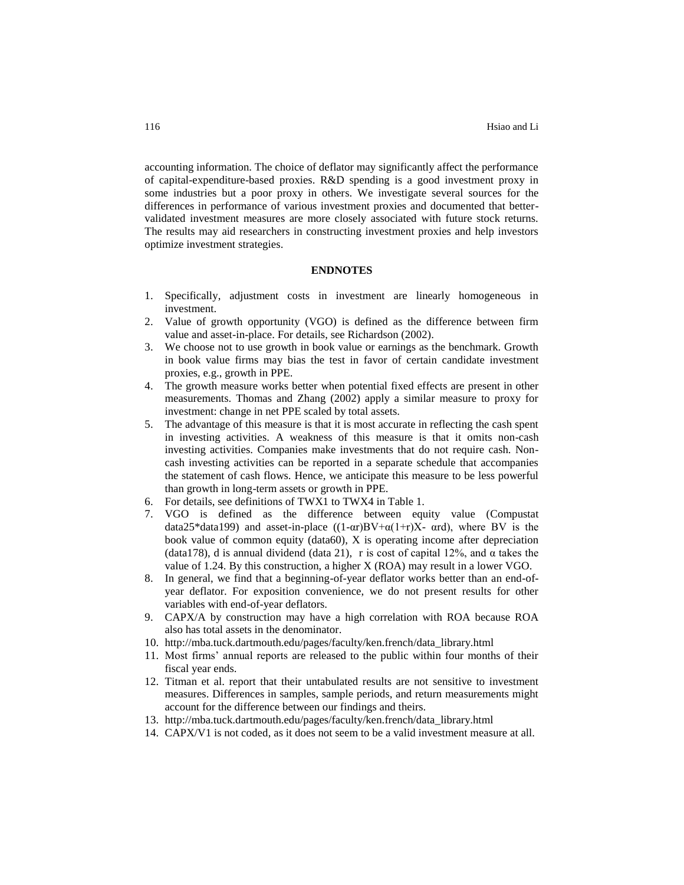accounting information. The choice of deflator may significantly affect the performance of capital-expenditure-based proxies. R&D spending is a good investment proxy in some industries but a poor proxy in others. We investigate several sources for the differences in performance of various investment proxies and documented that better-validated investment measures are more closely associated with future stock returns. The results may aid researchers in constructing investment proxies and help investors optimize investment strategies.

## ENDNOTES

1. Specifically, adjustment costs in investment are linearly homogeneous in investment.
2. Value of growth opportunity (VGO) is defined as the difference between firm value and asset-in-place. For details, see Richardson (2002).
3. We choose not to use growth in book value or earnings as the benchmark. Growth in book value firms may bias the test in favor of certain candidate investment proxies, e.g., growth in PPE.
4. The growth measure works better when potential fixed effects are present in other measurements. Thomas and Zhang (2002) apply a similar measure to proxy for investment: change in net PPE scaled by total assets.
5. The advantage of this measure is that it is most accurate in reflecting the cash spent in investing activities. A weakness of this measure is that it omits non-cash investing activities. Companies make investments that do not require cash. Non-cash investing activities can be reported in a separate schedule that accompanies the statement of cash flows. Hence, we anticipate this measure to be less powerful than growth in long-term assets or growth in PPE.
6. For details, see definitions of TWX1 to TWX4 in Table 1.
7. VGO is defined as the difference between equity value (Compustat data25*data199) and asset-in-place $((1-\alpha r)BV+\alpha(1+r)X- \alpha rd)$, where BV is the book value of common equity (data60), X is operating income after depreciation (data178), d is annual dividend (data 21), r is cost of capital 12%, and $\alpha$ takes the value of 1.24. By this construction, a higher X (ROA) may result in a lower VGO.
8. In general, we find that a beginning-of-year deflator works better than an end-of-year deflator. For exposition convenience, we do not present results for other variables with end-of-year deflators.
9. CAPX/A by construction may have a high correlation with ROA because ROA also has total assets in the denominator.
10. http://mba.tuck.dartmouth.edu/pages/faculty/ken.french/data_library.html
11. Most firms' annual reports are released to the public within four months of their fiscal year ends.
12. Titman et al. report that their untabulated results are not sensitive to investment measures. Differences in samples, sample periods, and return measurements might account for the difference between our findings and theirs.
13. http://mba.tuck.dartmouth.edu/pages/faculty/ken.french/data_library.html
14. CAPX/V1 is not coded, as it does not seem to be a valid investment measure at all.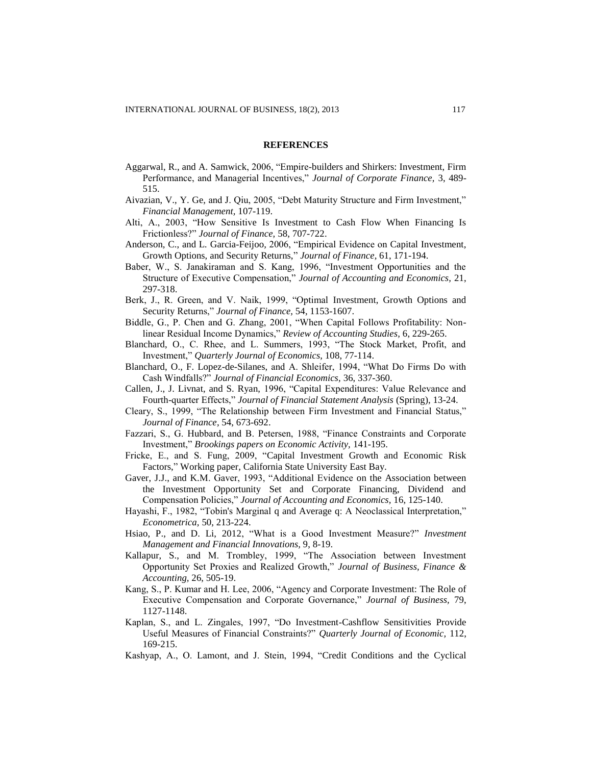## REFERENCES

Aggarwal, R., and A. Samwick, 2006, "Empire-builders and Shirkers: Investment, Firm Performance, and Managerial Incentives," *Journal of Corporate Finance,* 3, 489-515.

Aivazian, V., Y. Ge, and J. Qiu, 2005, "Debt Maturity Structure and Firm Investment," *Financial Management,* 107-119.

Alti, A., 2003, "How Sensitive Is Investment to Cash Flow When Financing Is Frictionless?" *Journal of Finance,* 58, 707-722.

Anderson, C., and L. Garcia-Feijoo, 2006, "Empirical Evidence on Capital Investment, Growth Options, and Security Returns," *Journal of Finance,* 61, 171-194.

Baber, W., S. Janakiraman and S. Kang, 1996, "Investment Opportunities and the Structure of Executive Compensation," *Journal of Accounting and Economics,* 21, 297-318.

Berk, J., R. Green, and V. Naik, 1999, "Optimal Investment, Growth Options and Security Returns," *Journal of Finance,* 54, 1153-1607.

Biddle, G., P. Chen and G. Zhang, 2001, "When Capital Follows Profitability: Non-linear Residual Income Dynamics," *Review of Accounting Studies,* 6, 229-265.

Blanchard, O., C. Rhee, and L. Summers, 1993, "The Stock Market, Profit, and Investment," *Quarterly Journal of Economics,* 108, 77-114.

Blanchard, O., F. Lopez-de-Silanes, and A. Shleifer, 1994, "What Do Firms Do with Cash Windfalls?" *Journal of Financial Economics,* 36, 337-360.

Callen, J., J. Livnat, and S. Ryan, 1996, "Capital Expenditures: Value Relevance and Fourth-quarter Effects," *Journal of Financial Statement Analysis* (Spring), 13-24.

Cleary, S., 1999, "The Relationship between Firm Investment and Financial Status," *Journal of Finance,* 54, 673-692.

Fazzari, S., G. Hubbard, and B. Petersen, 1988, "Finance Constraints and Corporate Investment," *Brookings papers on Economic Activity,* 141-195.

Fricke, E., and S. Fung, 2009, "Capital Investment Growth and Economic Risk Factors," Working paper, California State University East Bay.

Gaver, J.J., and K.M. Gaver, 1993, "Additional Evidence on the Association between the Investment Opportunity Set and Corporate Financing, Dividend and Compensation Policies," *Journal of Accounting and Economics,* 16, 125-140.

Hayashi, F., 1982, "Tobin's Marginal q and Average q: A Neoclassical Interpretation," *Econometrica,* 50, 213-224.

Hsiao, P., and D. Li, 2012, "What is a Good Investment Measure?" *Investment Management and Financial Innovations,* 9, 8-19.

Kallapur, S., and M. Trombley, 1999, "The Association between Investment Opportunity Set Proxies and Realized Growth," *Journal of Business, Finance & Accounting,* 26, 505-19.

Kang, S., P. Kumar and H. Lee, 2006, "Agency and Corporate Investment: The Role of Executive Compensation and Corporate Governance," *Journal of Business,* 79, 1127-1148.

Kaplan, S., and L. Zingales, 1997, "Do Investment-Cashflow Sensitivities Provide Useful Measures of Financial Constraints?" *Quarterly Journal of Economic,* 112, 169-215.

Kashyap, A., O. Lamont, and J. Stein, 1994, "Credit Conditions and the Cyclical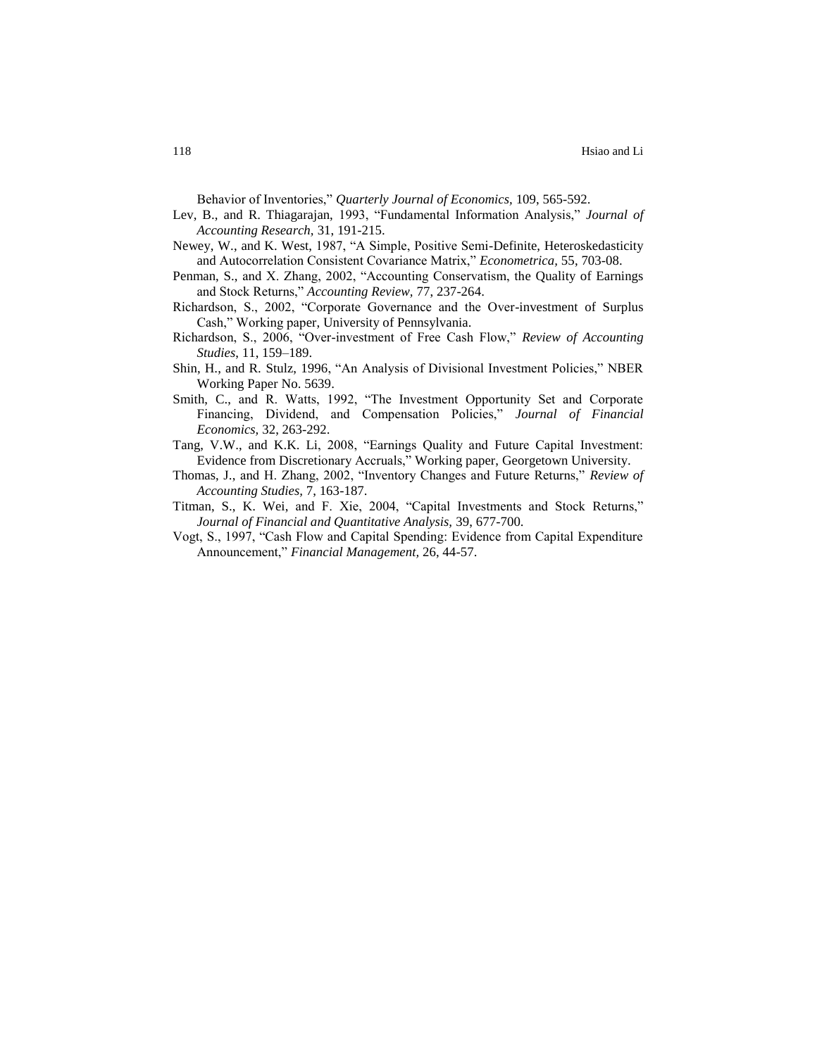Behavior of Inventories," *Quarterly Journal of Economics,* 109, 565-592.

Lev, B., and R. Thiagarajan, 1993, "Fundamental Information Analysis," *Journal of Accounting Research,* 31, 191-215.

Newey, W., and K. West, 1987, "A Simple, Positive Semi-Definite, Heteroskedasticity and Autocorrelation Consistent Covariance Matrix," *Econometrica,* 55, 703-08.

Penman, S., and X. Zhang, 2002, "Accounting Conservatism, the Quality of Earnings and Stock Returns," *Accounting Review,* 77, 237-264.

Richardson, S., 2002, "Corporate Governance and the Over-investment of Surplus Cash," Working paper, University of Pennsylvania.

Richardson, S., 2006, "Over-investment of Free Cash Flow," *Review of Accounting Studies,* 11, 159–189.

Shin, H., and R. Stulz, 1996, "An Analysis of Divisional Investment Policies," NBER Working Paper No. 5639.

Smith, C., and R. Watts, 1992, "The Investment Opportunity Set and Corporate Financing, Dividend, and Compensation Policies," *Journal of Financial Economics,* 32, 263-292.

Tang, V.W., and K.K. Li, 2008, "Earnings Quality and Future Capital Investment: Evidence from Discretionary Accruals," Working paper, Georgetown University.

Thomas, J., and H. Zhang, 2002, "Inventory Changes and Future Returns," *Review of Accounting Studies,* 7, 163-187.

Titman, S., K. Wei, and F. Xie, 2004, "Capital Investments and Stock Returns," *Journal of Financial and Quantitative Analysis,* 39, 677-700.

Vogt, S., 1997, "Cash Flow and Capital Spending: Evidence from Capital Expenditure Announcement," *Financial Management,* 26, 44-57.